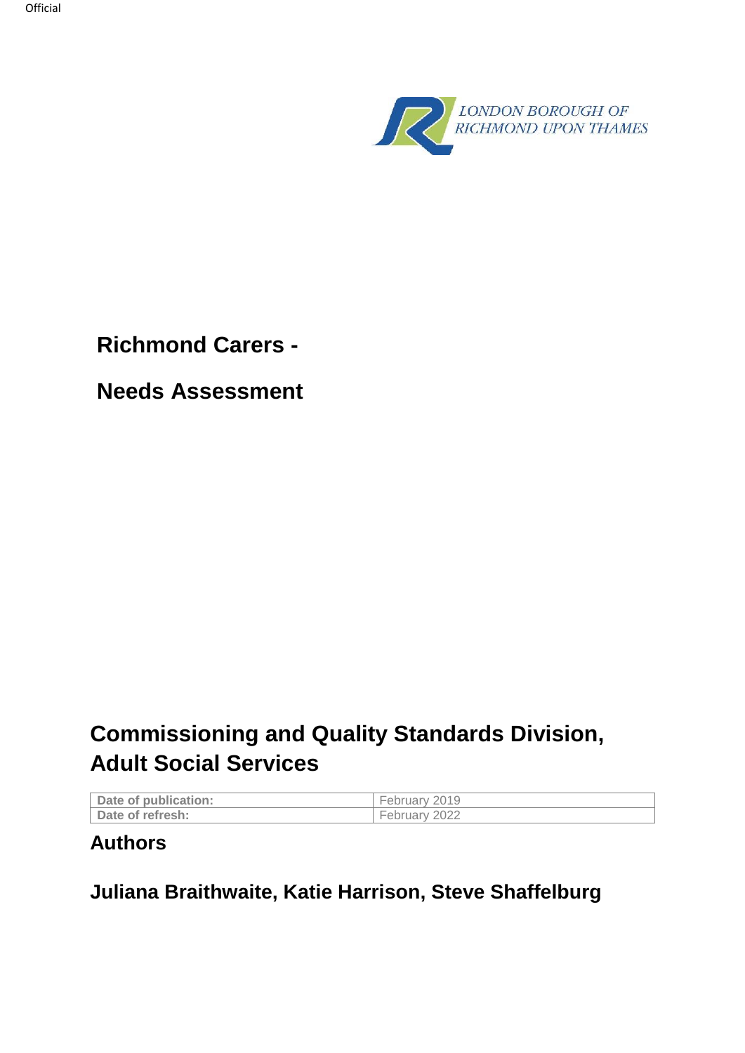LONDON BOROUGH OF RICHMOND UPON THAMES

# Richmond Carers - Needs Assessment

## Commissioning and Quality Standards Division, Adult Social Services

| Date of publication: | February 2019 |
|---|---|
| Date of refresh: | February 2022 |

## Authors

**Juliana Braithwaite, Katie Harrison, Steve Shaffelburg**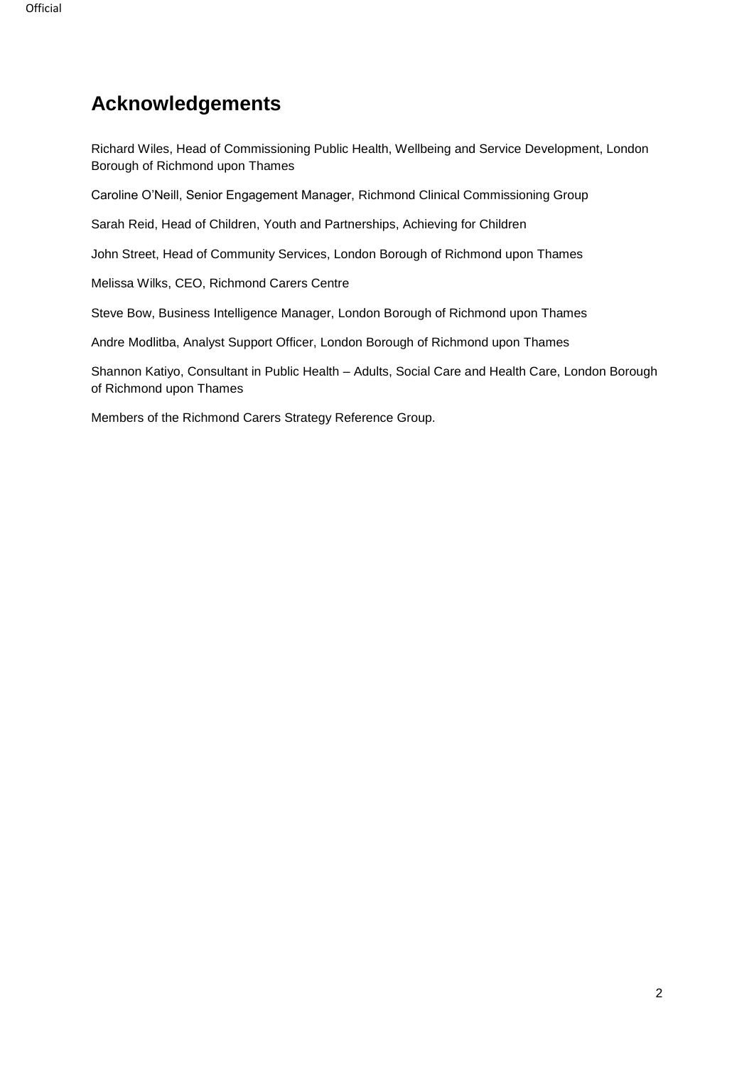# Acknowledgements

Richard Wiles, Head of Commissioning Public Health, Wellbeing and Service Development, London Borough of Richmond upon Thames

Caroline O'Neill, Senior Engagement Manager, Richmond Clinical Commissioning Group

Sarah Reid, Head of Children, Youth and Partnerships, Achieving for Children

John Street, Head of Community Services, London Borough of Richmond upon Thames

Melissa Wilks, CEO, Richmond Carers Centre

Steve Bow, Business Intelligence Manager, London Borough of Richmond upon Thames

Andre Modlitba, Analyst Support Officer, London Borough of Richmond upon Thames

Shannon Katiyo, Consultant in Public Health – Adults, Social Care and Health Care, London Borough of Richmond upon Thames

Members of the Richmond Carers Strategy Reference Group.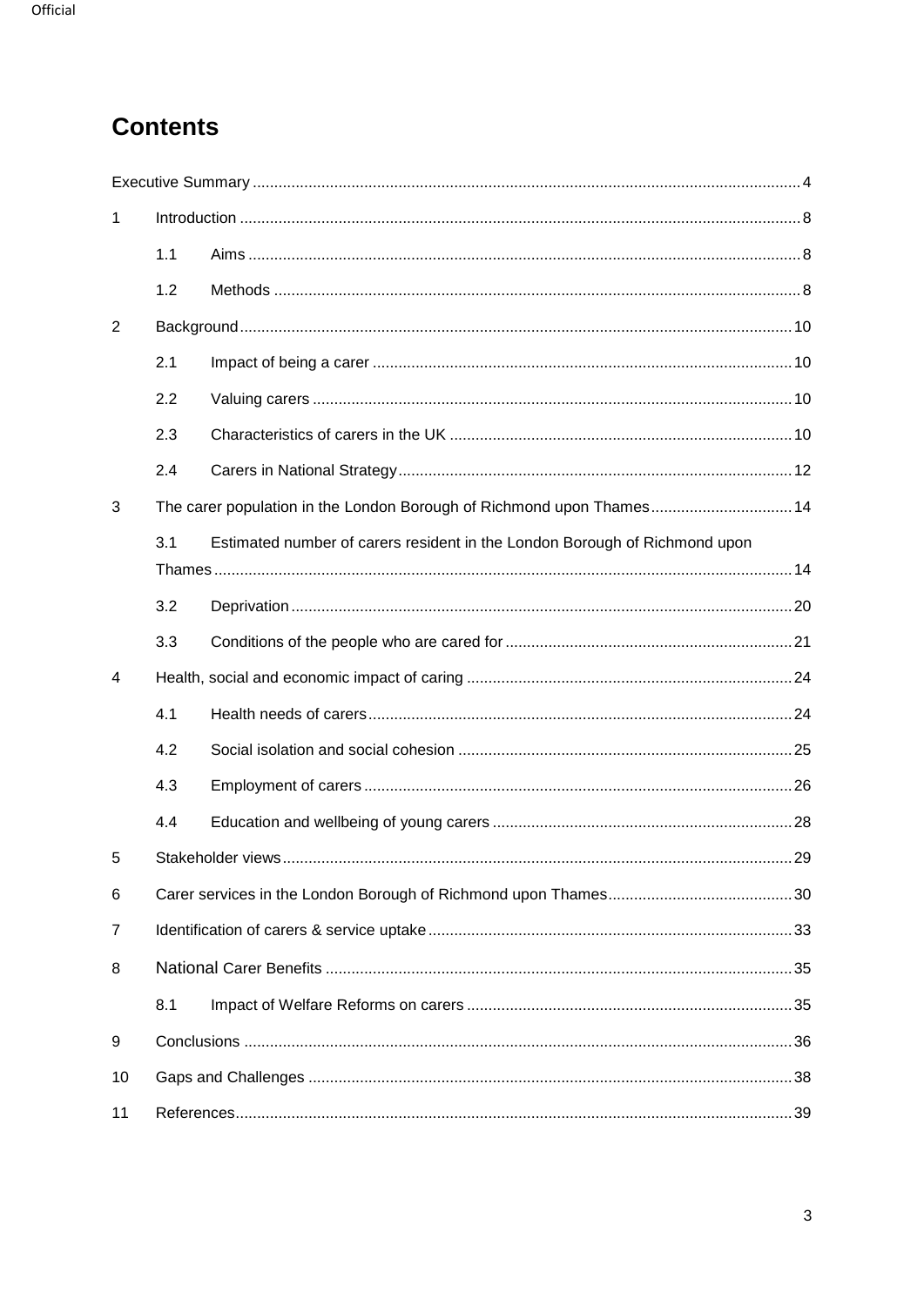# Contents

Executive Summary ........ 4

1 Introduction ........ 8

- 1.1 Aims ........ 8
- 1.2 Methods ........ 8

2 Background ........ 10

- 2.1 Impact of being a carer ........ 10
- 2.2 Valuing carers ........ 10
- 2.3 Characteristics of carers in the UK ........ 10
- 2.4 Carers in National Strategy ........ 12

3 The carer population in the London Borough of Richmond upon Thames ........ 14

- 3.1 Estimated number of carers resident in the London Borough of Richmond upon Thames ........ 14
- 3.2 Deprivation ........ 20
- 3.3 Conditions of the people who are cared for ........ 21

4 Health, social and economic impact of caring ........ 24

- 4.1 Health needs of carers ........ 24
- 4.2 Social isolation and social cohesion ........ 25
- 4.3 Employment of carers ........ 26
- 4.4 Education and wellbeing of young carers ........ 28

5 Stakeholder views ........ 29

6 Carer services in the London Borough of Richmond upon Thames ........ 30

7 Identification of carers & service uptake ........ 33

8 National Carer Benefits ........ 35

- 8.1 Impact of Welfare Reforms on carers ........ 35

9 Conclusions ........ 36

10 Gaps and Challenges ........ 38

11 References ........ 39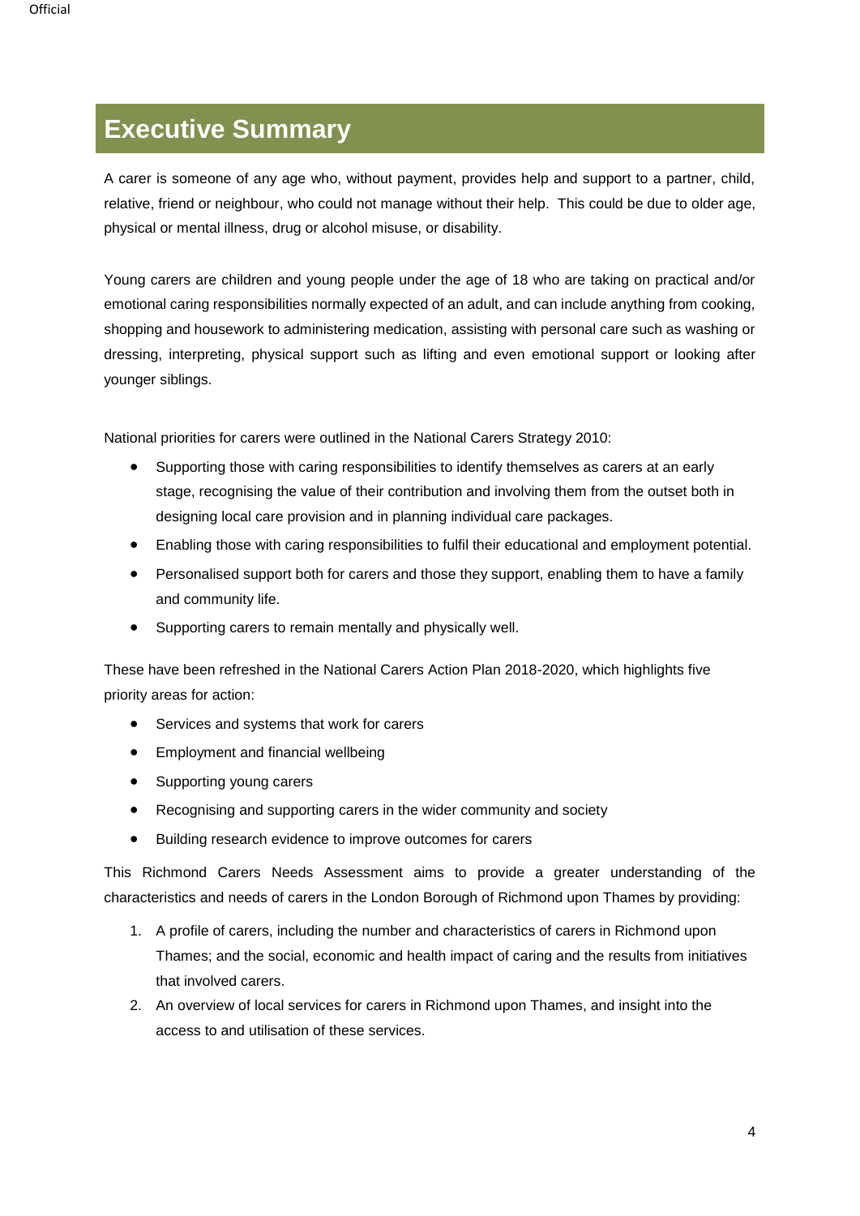# Executive Summary

A carer is someone of any age who, without payment, provides help and support to a partner, child, relative, friend or neighbour, who could not manage without their help. This could be due to older age, physical or mental illness, drug or alcohol misuse, or disability.

Young carers are children and young people under the age of 18 who are taking on practical and/or emotional caring responsibilities normally expected of an adult, and can include anything from cooking, shopping and housework to administering medication, assisting with personal care such as washing or dressing, interpreting, physical support such as lifting and even emotional support or looking after younger siblings.

National priorities for carers were outlined in the National Carers Strategy 2010:

- Supporting those with caring responsibilities to identify themselves as carers at an early stage, recognising the value of their contribution and involving them from the outset both in designing local care provision and in planning individual care packages.
- Enabling those with caring responsibilities to fulfil their educational and employment potential.
- Personalised support both for carers and those they support, enabling them to have a family and community life.
- Supporting carers to remain mentally and physically well.

These have been refreshed in the National Carers Action Plan 2018-2020, which highlights five priority areas for action:

- Services and systems that work for carers
- Employment and financial wellbeing
- Supporting young carers
- Recognising and supporting carers in the wider community and society
- Building research evidence to improve outcomes for carers

This Richmond Carers Needs Assessment aims to provide a greater understanding of the characteristics and needs of carers in the London Borough of Richmond upon Thames by providing:

1. A profile of carers, including the number and characteristics of carers in Richmond upon Thames; and the social, economic and health impact of caring and the results from initiatives that involved carers.
2. An overview of local services for carers in Richmond upon Thames, and insight into the access to and utilisation of these services.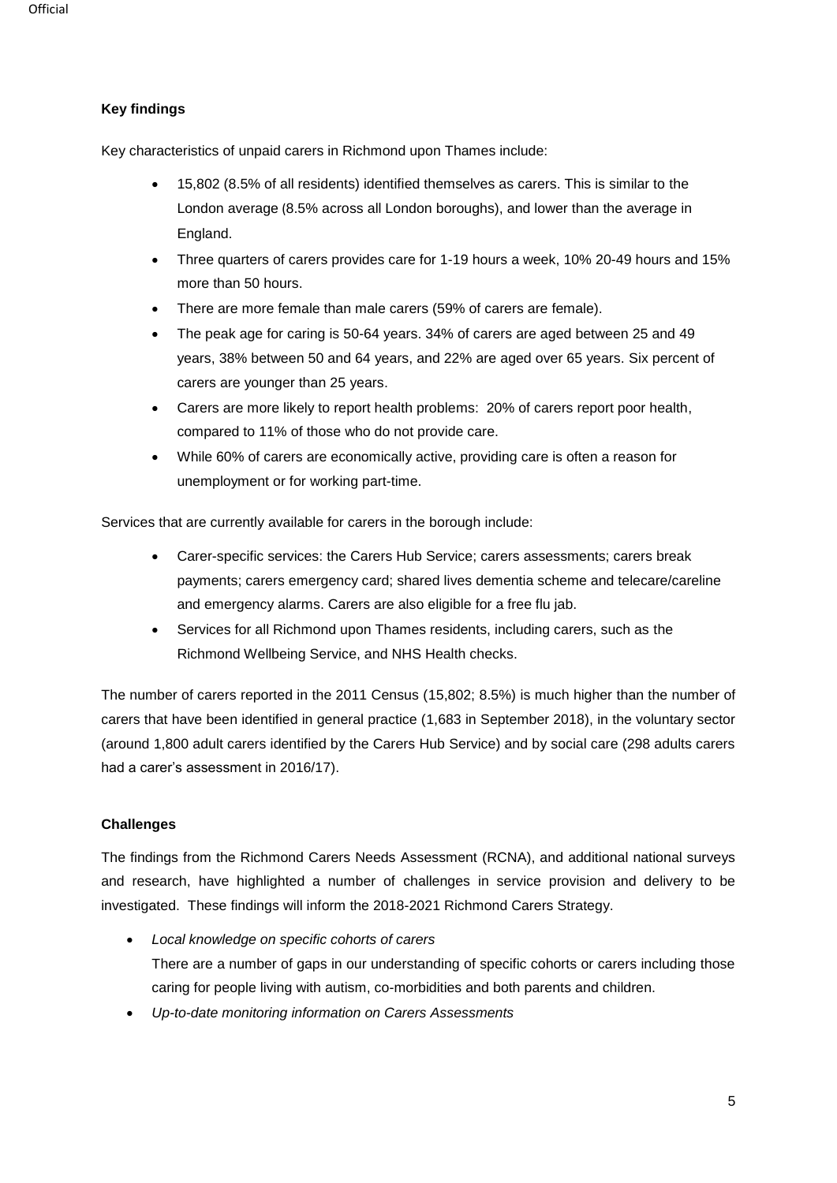**Key findings**

Key characteristics of unpaid carers in Richmond upon Thames include:

- 15,802 (8.5% of all residents) identified themselves as carers. This is similar to the London average (8.5% across all London boroughs), and lower than the average in England.
- Three quarters of carers provides care for 1-19 hours a week, 10% 20-49 hours and 15% more than 50 hours.
- There are more female than male carers (59% of carers are female).
- The peak age for caring is 50-64 years. 34% of carers are aged between 25 and 49 years, 38% between 50 and 64 years, and 22% are aged over 65 years. Six percent of carers are younger than 25 years.
- Carers are more likely to report health problems: 20% of carers report poor health, compared to 11% of those who do not provide care.
- While 60% of carers are economically active, providing care is often a reason for unemployment or for working part-time.

Services that are currently available for carers in the borough include:

- Carer-specific services: the Carers Hub Service; carers assessments; carers break payments; carers emergency card; shared lives dementia scheme and telecare/careline and emergency alarms. Carers are also eligible for a free flu jab.
- Services for all Richmond upon Thames residents, including carers, such as the Richmond Wellbeing Service, and NHS Health checks.

The number of carers reported in the 2011 Census (15,802; 8.5%) is much higher than the number of carers that have been identified in general practice (1,683 in September 2018), in the voluntary sector (around 1,800 adult carers identified by the Carers Hub Service) and by social care (298 adults carers had a carer's assessment in 2016/17).

**Challenges**

The findings from the Richmond Carers Needs Assessment (RCNA), and additional national surveys and research, have highlighted a number of challenges in service provision and delivery to be investigated. These findings will inform the 2018-2021 Richmond Carers Strategy.

- *Local knowledge on specific cohorts of carers*
  There are a number of gaps in our understanding of specific cohorts or carers including those caring for people living with autism, co-morbidities and both parents and children.
- *Up-to-date monitoring information on Carers Assessments*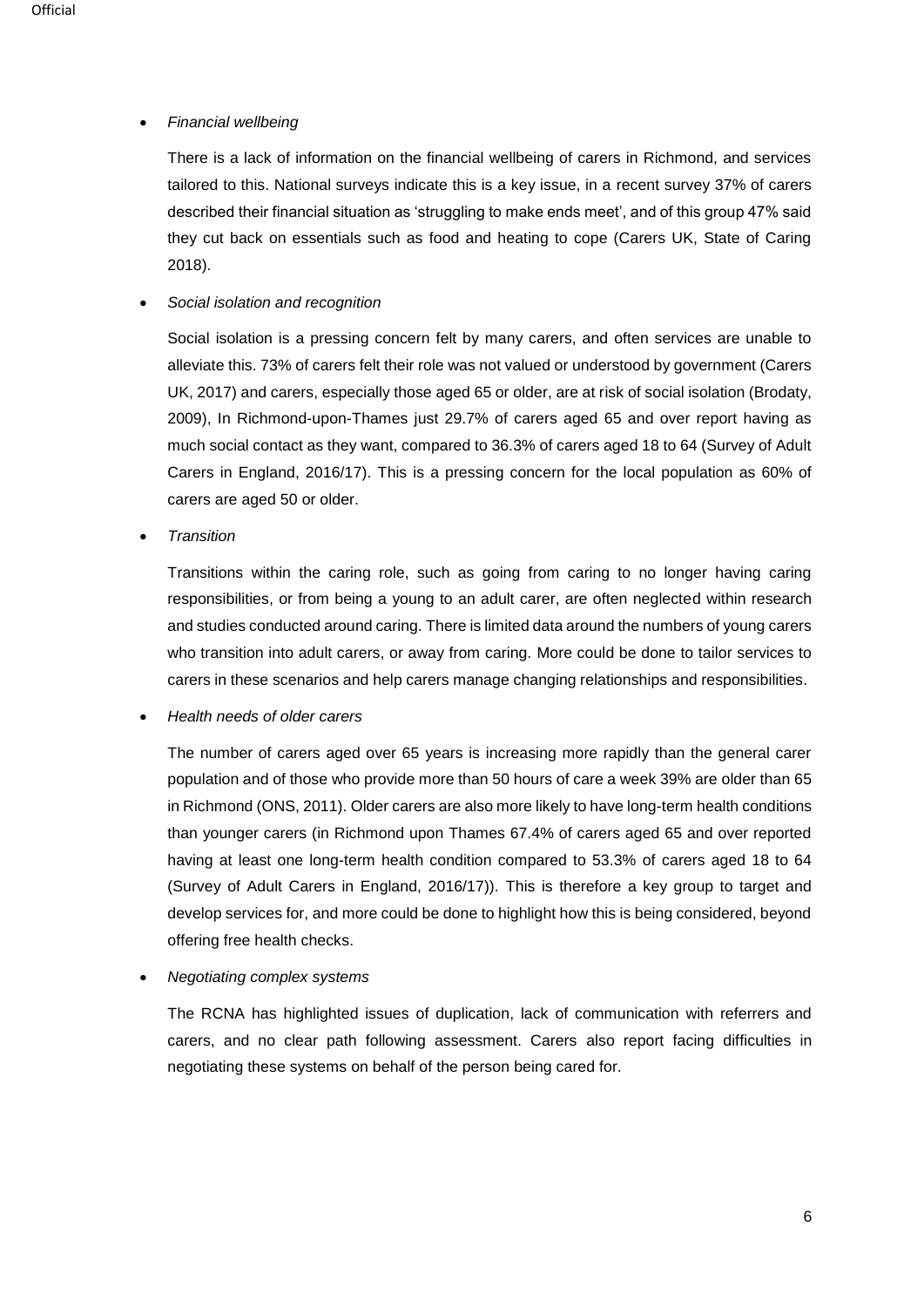- *Financial wellbeing*

  There is a lack of information on the financial wellbeing of carers in Richmond, and services tailored to this. National surveys indicate this is a key issue, in a recent survey 37% of carers described their financial situation as 'struggling to make ends meet', and of this group 47% said they cut back on essentials such as food and heating to cope (Carers UK, State of Caring 2018).

- *Social isolation and recognition*

  Social isolation is a pressing concern felt by many carers, and often services are unable to alleviate this. 73% of carers felt their role was not valued or understood by government (Carers UK, 2017) and carers, especially those aged 65 or older, are at risk of social isolation (Brodaty, 2009), In Richmond-upon-Thames just 29.7% of carers aged 65 and over report having as much social contact as they want, compared to 36.3% of carers aged 18 to 64 (Survey of Adult Carers in England, 2016/17). This is a pressing concern for the local population as 60% of carers are aged 50 or older.

- *Transition*

  Transitions within the caring role, such as going from caring to no longer having caring responsibilities, or from being a young to an adult carer, are often neglected within research and studies conducted around caring. There is limited data around the numbers of young carers who transition into adult carers, or away from caring. More could be done to tailor services to carers in these scenarios and help carers manage changing relationships and responsibilities.

- *Health needs of older carers*

  The number of carers aged over 65 years is increasing more rapidly than the general carer population and of those who provide more than 50 hours of care a week 39% are older than 65 in Richmond (ONS, 2011). Older carers are also more likely to have long-term health conditions than younger carers (in Richmond upon Thames 67.4% of carers aged 65 and over reported having at least one long-term health condition compared to 53.3% of carers aged 18 to 64 (Survey of Adult Carers in England, 2016/17)). This is therefore a key group to target and develop services for, and more could be done to highlight how this is being considered, beyond offering free health checks.

- *Negotiating complex systems*

  The RCNA has highlighted issues of duplication, lack of communication with referrers and carers, and no clear path following assessment. Carers also report facing difficulties in negotiating these systems on behalf of the person being cared for.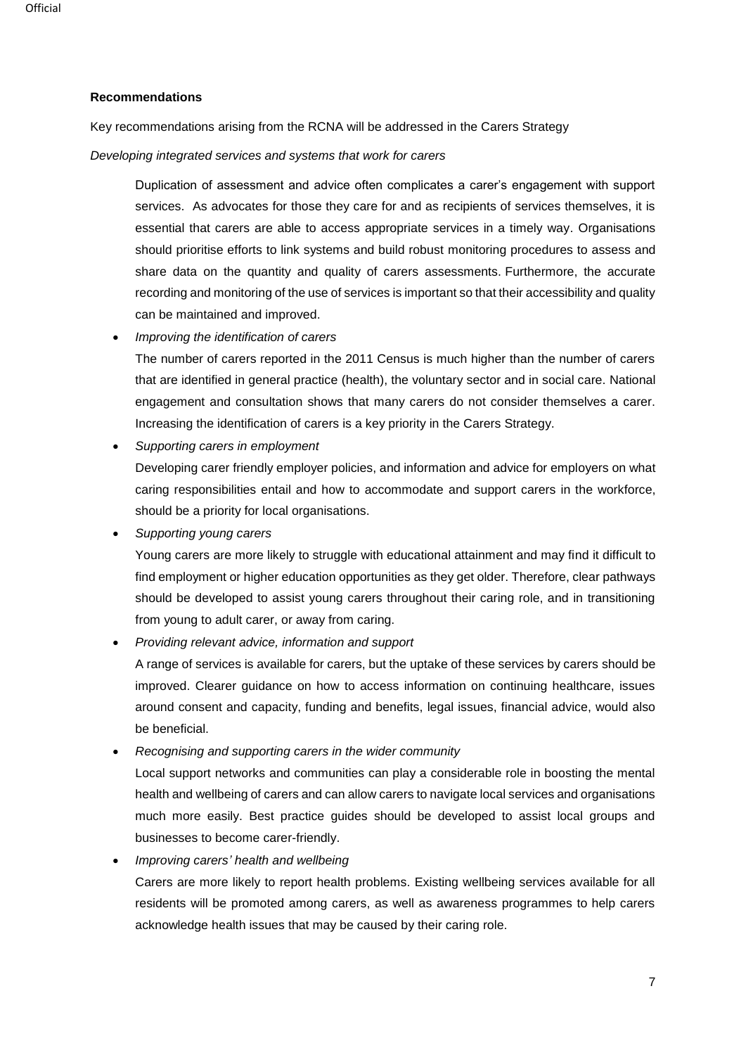**Recommendations**

Key recommendations arising from the RCNA will be addressed in the Carers Strategy

*Developing integrated services and systems that work for carers*

Duplication of assessment and advice often complicates a carer's engagement with support services. As advocates for those they care for and as recipients of services themselves, it is essential that carers are able to access appropriate services in a timely way. Organisations should prioritise efforts to link systems and build robust monitoring procedures to assess and share data on the quantity and quality of carers assessments. Furthermore, the accurate recording and monitoring of the use of services is important so that their accessibility and quality can be maintained and improved.

- *Improving the identification of carers*

  The number of carers reported in the 2011 Census is much higher than the number of carers that are identified in general practice (health), the voluntary sector and in social care. National engagement and consultation shows that many carers do not consider themselves a carer. Increasing the identification of carers is a key priority in the Carers Strategy.

- *Supporting carers in employment*

  Developing carer friendly employer policies, and information and advice for employers on what caring responsibilities entail and how to accommodate and support carers in the workforce, should be a priority for local organisations.

- *Supporting young carers*

  Young carers are more likely to struggle with educational attainment and may find it difficult to find employment or higher education opportunities as they get older. Therefore, clear pathways should be developed to assist young carers throughout their caring role, and in transitioning from young to adult carer, or away from caring.

- *Providing relevant advice, information and support*

  A range of services is available for carers, but the uptake of these services by carers should be improved. Clearer guidance on how to access information on continuing healthcare, issues around consent and capacity, funding and benefits, legal issues, financial advice, would also be beneficial.

- *Recognising and supporting carers in the wider community*

  Local support networks and communities can play a considerable role in boosting the mental health and wellbeing of carers and can allow carers to navigate local services and organisations much more easily. Best practice guides should be developed to assist local groups and businesses to become carer-friendly.

- *Improving carers' health and wellbeing*

  Carers are more likely to report health problems. Existing wellbeing services available for all residents will be promoted among carers, as well as awareness programmes to help carers acknowledge health issues that may be caused by their caring role.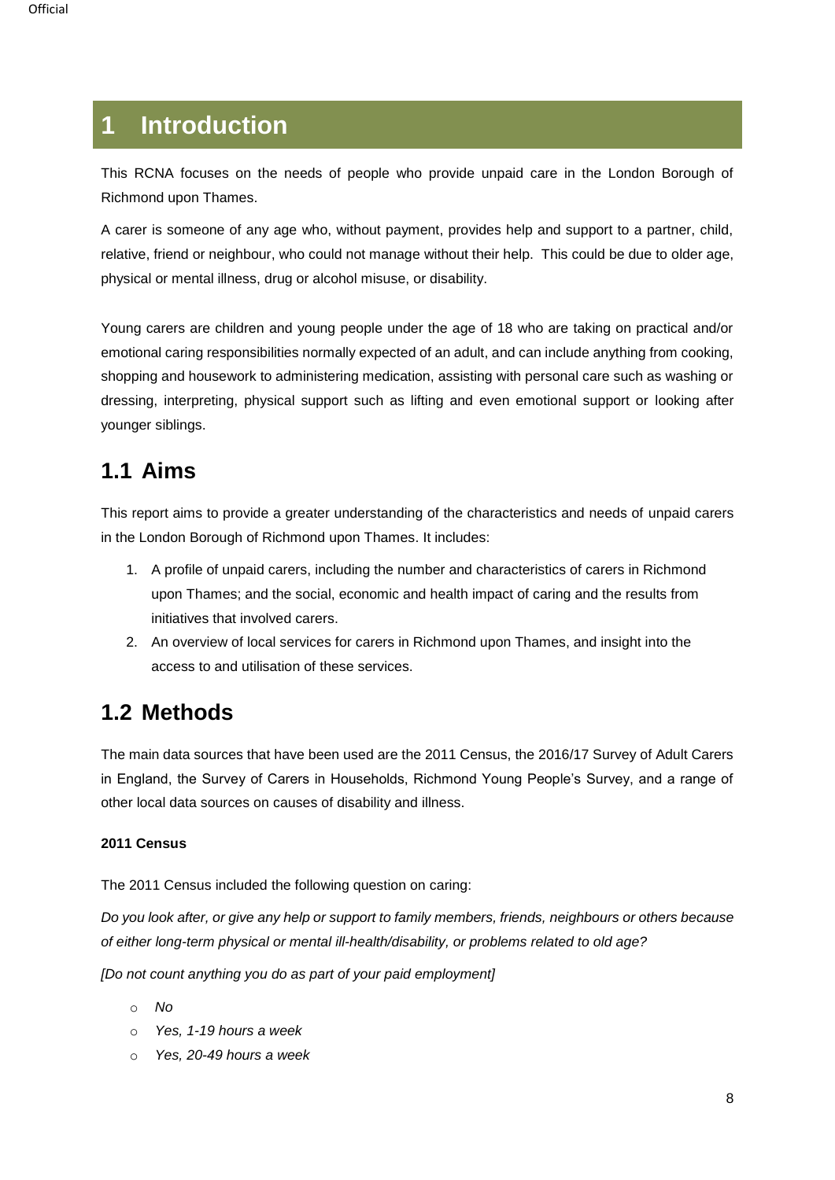# 1 Introduction

This RCNA focuses on the needs of people who provide unpaid care in the London Borough of Richmond upon Thames.

A carer is someone of any age who, without payment, provides help and support to a partner, child, relative, friend or neighbour, who could not manage without their help. This could be due to older age, physical or mental illness, drug or alcohol misuse, or disability.

Young carers are children and young people under the age of 18 who are taking on practical and/or emotional caring responsibilities normally expected of an adult, and can include anything from cooking, shopping and housework to administering medication, assisting with personal care such as washing or dressing, interpreting, physical support such as lifting and even emotional support or looking after younger siblings.

## 1.1 Aims

This report aims to provide a greater understanding of the characteristics and needs of unpaid carers in the London Borough of Richmond upon Thames. It includes:

1. A profile of unpaid carers, including the number and characteristics of carers in Richmond upon Thames; and the social, economic and health impact of caring and the results from initiatives that involved carers.
2. An overview of local services for carers in Richmond upon Thames, and insight into the access to and utilisation of these services.

## 1.2 Methods

The main data sources that have been used are the 2011 Census, the 2016/17 Survey of Adult Carers in England, the Survey of Carers in Households, Richmond Young People's Survey, and a range of other local data sources on causes of disability and illness.

**2011 Census**

The 2011 Census included the following question on caring:

*Do you look after, or give any help or support to family members, friends, neighbours or others because of either long-term physical or mental ill-health/disability, or problems related to old age?*

*[Do not count anything you do as part of your paid employment]*

- *No*
- *Yes, 1-19 hours a week*
- *Yes, 20-49 hours a week*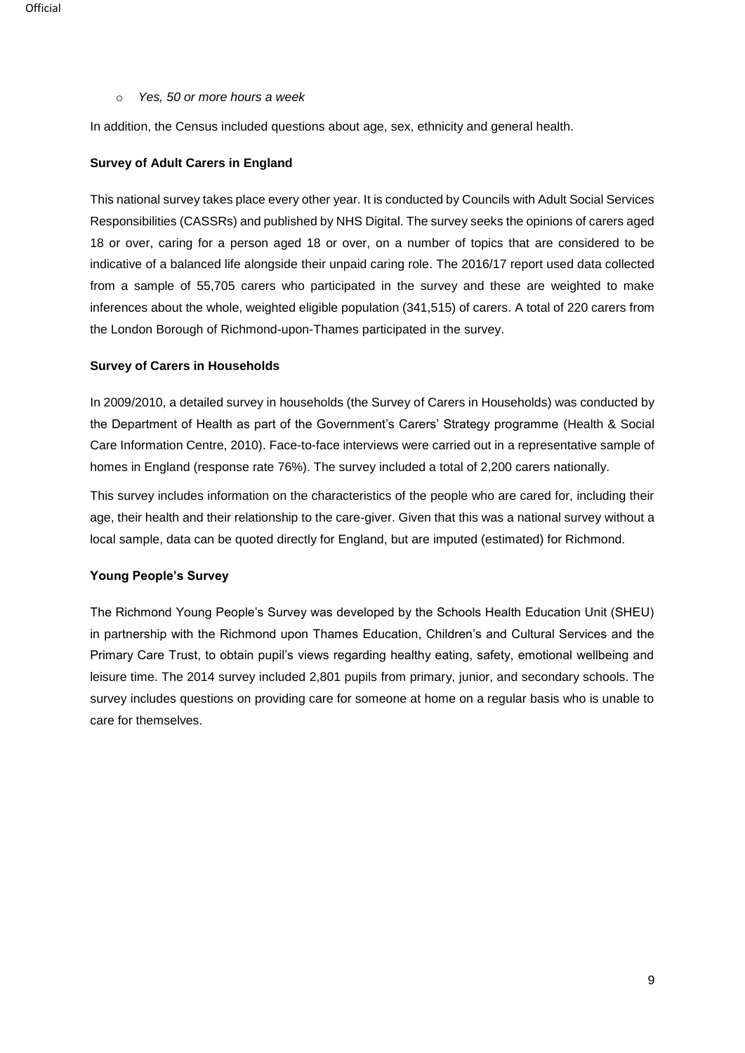- *Yes, 50 or more hours a week*

In addition, the Census included questions about age, sex, ethnicity and general health.

**Survey of Adult Carers in England**

This national survey takes place every other year. It is conducted by Councils with Adult Social Services Responsibilities (CASSRs) and published by NHS Digital. The survey seeks the opinions of carers aged 18 or over, caring for a person aged 18 or over, on a number of topics that are considered to be indicative of a balanced life alongside their unpaid caring role. The 2016/17 report used data collected from a sample of 55,705 carers who participated in the survey and these are weighted to make inferences about the whole, weighted eligible population (341,515) of carers. A total of 220 carers from the London Borough of Richmond-upon-Thames participated in the survey.

**Survey of Carers in Households**

In 2009/2010, a detailed survey in households (the Survey of Carers in Households) was conducted by the Department of Health as part of the Government's Carers' Strategy programme (Health & Social Care Information Centre, 2010). Face-to-face interviews were carried out in a representative sample of homes in England (response rate 76%). The survey included a total of 2,200 carers nationally.

This survey includes information on the characteristics of the people who are cared for, including their age, their health and their relationship to the care-giver. Given that this was a national survey without a local sample, data can be quoted directly for England, but are imputed (estimated) for Richmond.

**Young People's Survey**

The Richmond Young People's Survey was developed by the Schools Health Education Unit (SHEU) in partnership with the Richmond upon Thames Education, Children's and Cultural Services and the Primary Care Trust, to obtain pupil's views regarding healthy eating, safety, emotional wellbeing and leisure time. The 2014 survey included 2,801 pupils from primary, junior, and secondary schools. The survey includes questions on providing care for someone at home on a regular basis who is unable to care for themselves.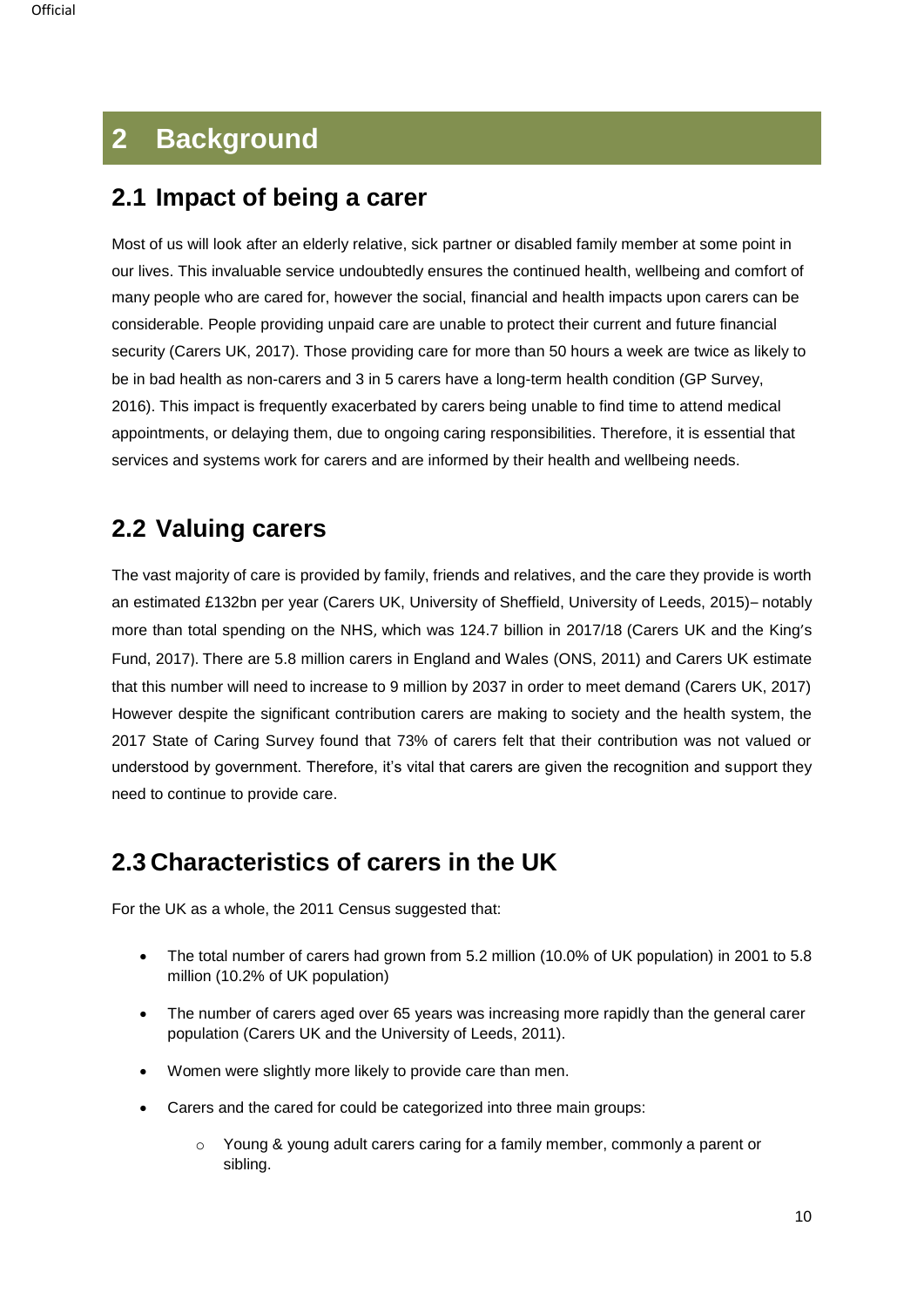# 2 Background

## 2.1 Impact of being a carer

Most of us will look after an elderly relative, sick partner or disabled family member at some point in our lives. This invaluable service undoubtedly ensures the continued health, wellbeing and comfort of many people who are cared for, however the social, financial and health impacts upon carers can be considerable. People providing unpaid care are unable to protect their current and future financial security (Carers UK, 2017). Those providing care for more than 50 hours a week are twice as likely to be in bad health as non-carers and 3 in 5 carers have a long-term health condition (GP Survey, 2016). This impact is frequently exacerbated by carers being unable to find time to attend medical appointments, or delaying them, due to ongoing caring responsibilities. Therefore, it is essential that services and systems work for carers and are informed by their health and wellbeing needs.

## 2.2 Valuing carers

The vast majority of care is provided by family, friends and relatives, and the care they provide is worth an estimated £132bn per year (Carers UK, University of Sheffield, University of Leeds, 2015)– notably more than total spending on the NHS, which was 124.7 billion in 2017/18 (Carers UK and the King's Fund, 2017). There are 5.8 million carers in England and Wales (ONS, 2011) and Carers UK estimate that this number will need to increase to 9 million by 2037 in order to meet demand (Carers UK, 2017) However despite the significant contribution carers are making to society and the health system, the 2017 State of Caring Survey found that 73% of carers felt that their contribution was not valued or understood by government. Therefore, it's vital that carers are given the recognition and support they need to continue to provide care.

## 2.3 Characteristics of carers in the UK

For the UK as a whole, the 2011 Census suggested that:

- The total number of carers had grown from 5.2 million (10.0% of UK population) in 2001 to 5.8 million (10.2% of UK population)
- The number of carers aged over 65 years was increasing more rapidly than the general carer population (Carers UK and the University of Leeds, 2011).
- Women were slightly more likely to provide care than men.
- Carers and the cared for could be categorized into three main groups:
  - Young & young adult carers caring for a family member, commonly a parent or sibling.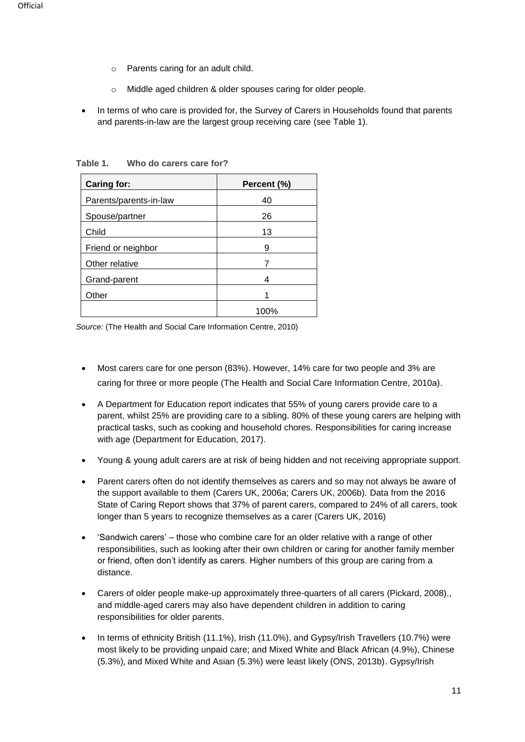- Parents caring for an adult child.
- Middle aged children & older spouses caring for older people.

- In terms of who care is provided for, the Survey of Carers in Households found that parents and parents-in-law are the largest group receiving care (see Table 1).

**Table 1. Who do carers care for?**

| Caring for: | Percent (%) |
|---|---|
| Parents/parents-in-law | 40 |
| Spouse/partner | 26 |
| Child | 13 |
| Friend or neighbor | 9 |
| Other relative | 7 |
| Grand-parent | 4 |
| Other | 1 |
| | 100% |

*Source:* (The Health and Social Care Information Centre, 2010)

- Most carers care for one person (83%). However, 14% care for two people and 3% are caring for three or more people (The Health and Social Care Information Centre, 2010a).
- A Department for Education report indicates that 55% of young carers provide care to a parent, whilst 25% are providing care to a sibling. 80% of these young carers are helping with practical tasks, such as cooking and household chores. Responsibilities for caring increase with age (Department for Education, 2017).
- Young & young adult carers are at risk of being hidden and not receiving appropriate support.
- Parent carers often do not identify themselves as carers and so may not always be aware of the support available to them (Carers UK, 2006a; Carers UK, 2006b). Data from the 2016 State of Caring Report shows that 37% of parent carers, compared to 24% of all carers, took longer than 5 years to recognize themselves as a carer (Carers UK, 2016)
- 'Sandwich carers' – those who combine care for an older relative with a range of other responsibilities, such as looking after their own children or caring for another family member or friend, often don't identify as carers. Higher numbers of this group are caring from a distance.
- Carers of older people make-up approximately three-quarters of all carers (Pickard, 2008)., and middle-aged carers may also have dependent children in addition to caring responsibilities for older parents.
- In terms of ethnicity British (11.1%), Irish (11.0%), and Gypsy/Irish Travellers (10.7%) were most likely to be providing unpaid care; and Mixed White and Black African (4.9%), Chinese (5.3%), and Mixed White and Asian (5.3%) were least likely (ONS, 2013b). Gypsy/Irish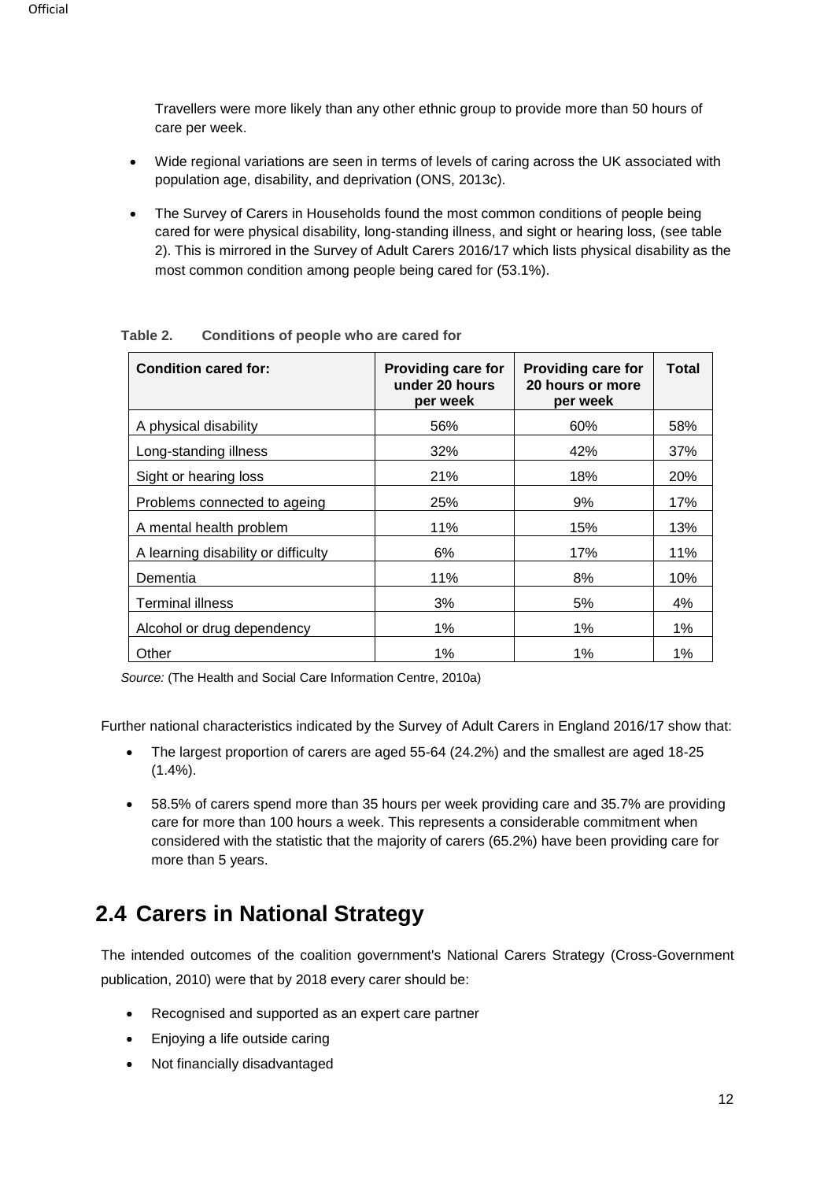Travellers were more likely than any other ethnic group to provide more than 50 hours of care per week.

- Wide regional variations are seen in terms of levels of caring across the UK associated with population age, disability, and deprivation (ONS, 2013c).
- The Survey of Carers in Households found the most common conditions of people being cared for were physical disability, long-standing illness, and sight or hearing loss, (see table 2). This is mirrored in the Survey of Adult Carers 2016/17 which lists physical disability as the most common condition among people being cared for (53.1%).

**Table 2. Conditions of people who are cared for**

| Condition cared for: | Providing care for under 20 hours per week | Providing care for 20 hours or more per week | Total |
|---|---|---|---|
| A physical disability | 56% | 60% | 58% |
| Long-standing illness | 32% | 42% | 37% |
| Sight or hearing loss | 21% | 18% | 20% |
| Problems connected to ageing | 25% | 9% | 17% |
| A mental health problem | 11% | 15% | 13% |
| A learning disability or difficulty | 6% | 17% | 11% |
| Dementia | 11% | 8% | 10% |
| Terminal illness | 3% | 5% | 4% |
| Alcohol or drug dependency | 1% | 1% | 1% |
| Other | 1% | 1% | 1% |

*Source:* (The Health and Social Care Information Centre, 2010a)

Further national characteristics indicated by the Survey of Adult Carers in England 2016/17 show that:

- The largest proportion of carers are aged 55-64 (24.2%) and the smallest are aged 18-25 (1.4%).
- 58.5% of carers spend more than 35 hours per week providing care and 35.7% are providing care for more than 100 hours a week. This represents a considerable commitment when considered with the statistic that the majority of carers (65.2%) have been providing care for more than 5 years.

## 2.4 Carers in National Strategy

The intended outcomes of the coalition government's National Carers Strategy (Cross-Government publication, 2010) were that by 2018 every carer should be:

- Recognised and supported as an expert care partner
- Enjoying a life outside caring
- Not financially disadvantaged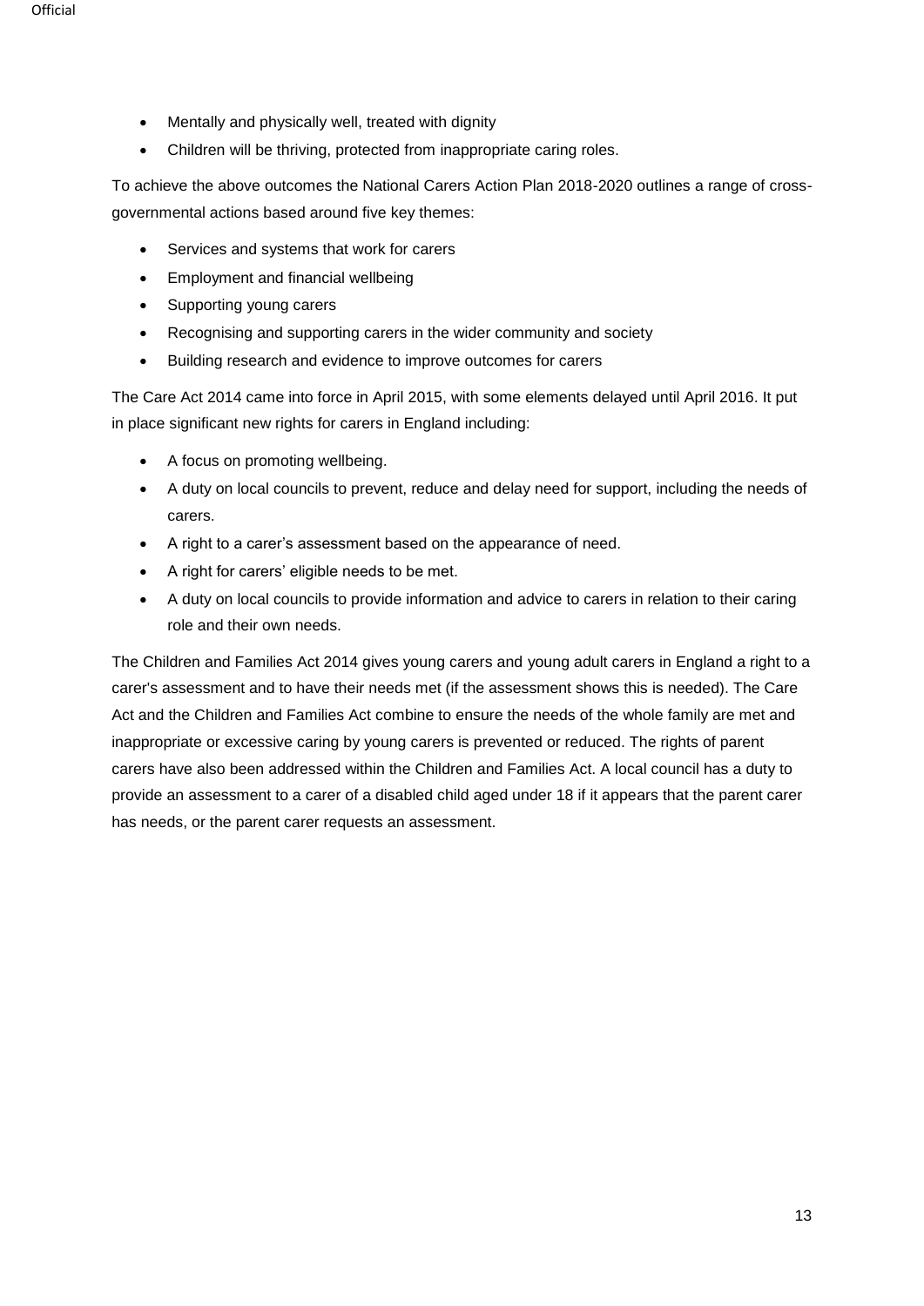- Mentally and physically well, treated with dignity
- Children will be thriving, protected from inappropriate caring roles.

To achieve the above outcomes the National Carers Action Plan 2018-2020 outlines a range of cross-governmental actions based around five key themes:

- Services and systems that work for carers
- Employment and financial wellbeing
- Supporting young carers
- Recognising and supporting carers in the wider community and society
- Building research and evidence to improve outcomes for carers

The Care Act 2014 came into force in April 2015, with some elements delayed until April 2016. It put in place significant new rights for carers in England including:

- A focus on promoting wellbeing.
- A duty on local councils to prevent, reduce and delay need for support, including the needs of carers.
- A right to a carer's assessment based on the appearance of need.
- A right for carers' eligible needs to be met.
- A duty on local councils to provide information and advice to carers in relation to their caring role and their own needs.

The Children and Families Act 2014 gives young carers and young adult carers in England a right to a carer's assessment and to have their needs met (if the assessment shows this is needed). The Care Act and the Children and Families Act combine to ensure the needs of the whole family are met and inappropriate or excessive caring by young carers is prevented or reduced. The rights of parent carers have also been addressed within the Children and Families Act. A local council has a duty to provide an assessment to a carer of a disabled child aged under 18 if it appears that the parent carer has needs, or the parent carer requests an assessment.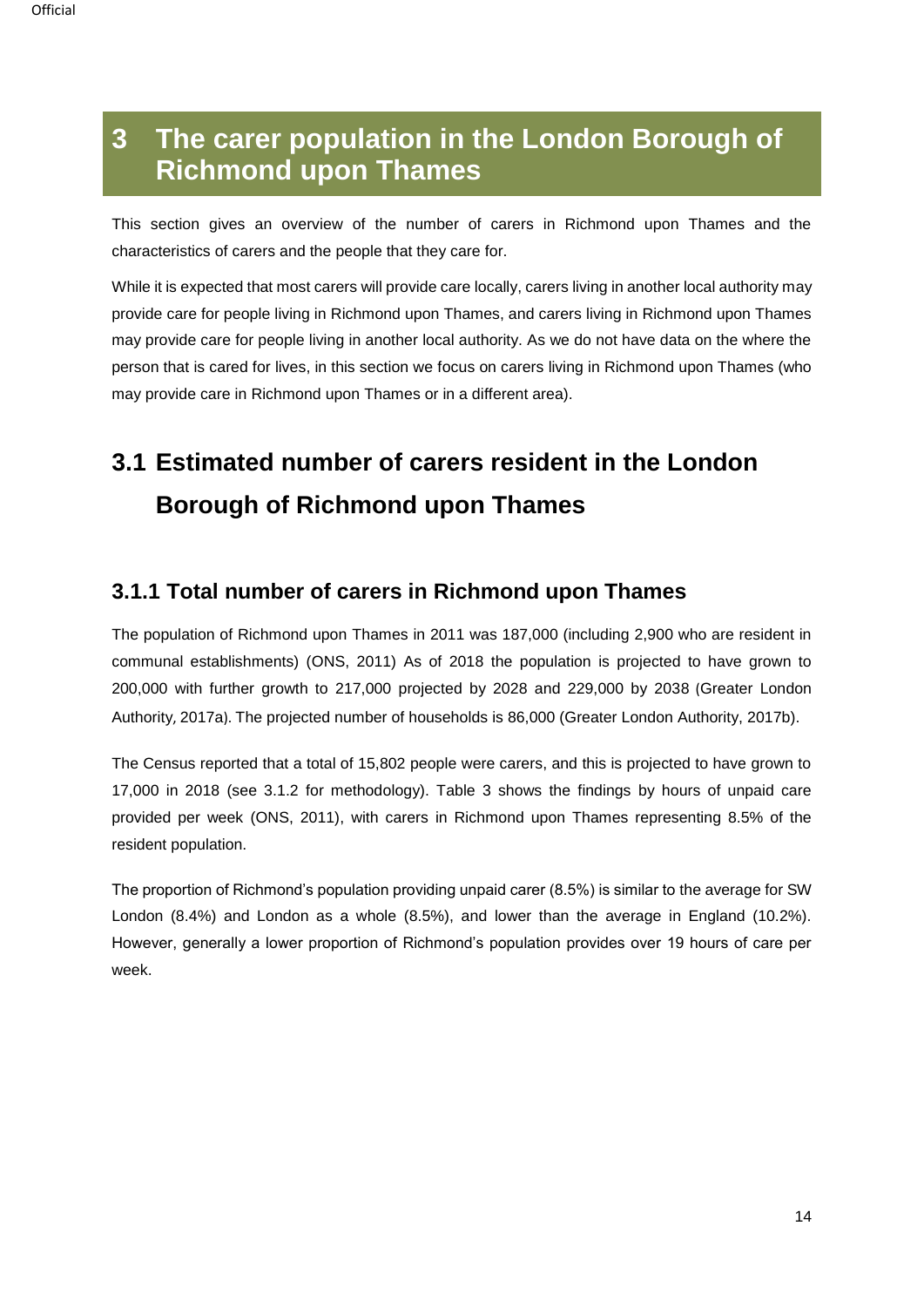# 3 The carer population in the London Borough of Richmond upon Thames

This section gives an overview of the number of carers in Richmond upon Thames and the characteristics of carers and the people that they care for.

While it is expected that most carers will provide care locally, carers living in another local authority may provide care for people living in Richmond upon Thames, and carers living in Richmond upon Thames may provide care for people living in another local authority. As we do not have data on the where the person that is cared for lives, in this section we focus on carers living in Richmond upon Thames (who may provide care in Richmond upon Thames or in a different area).

## 3.1 Estimated number of carers resident in the London Borough of Richmond upon Thames

### 3.1.1 Total number of carers in Richmond upon Thames

The population of Richmond upon Thames in 2011 was 187,000 (including 2,900 who are resident in communal establishments) (ONS, 2011) As of 2018 the population is projected to have grown to 200,000 with further growth to 217,000 projected by 2028 and 229,000 by 2038 (Greater London Authority, 2017a). The projected number of households is 86,000 (Greater London Authority, 2017b).

The Census reported that a total of 15,802 people were carers, and this is projected to have grown to 17,000 in 2018 (see 3.1.2 for methodology). Table 3 shows the findings by hours of unpaid care provided per week (ONS, 2011), with carers in Richmond upon Thames representing 8.5% of the resident population.

The proportion of Richmond's population providing unpaid carer (8.5%) is similar to the average for SW London (8.4%) and London as a whole (8.5%), and lower than the average in England (10.2%). However, generally a lower proportion of Richmond's population provides over 19 hours of care per week.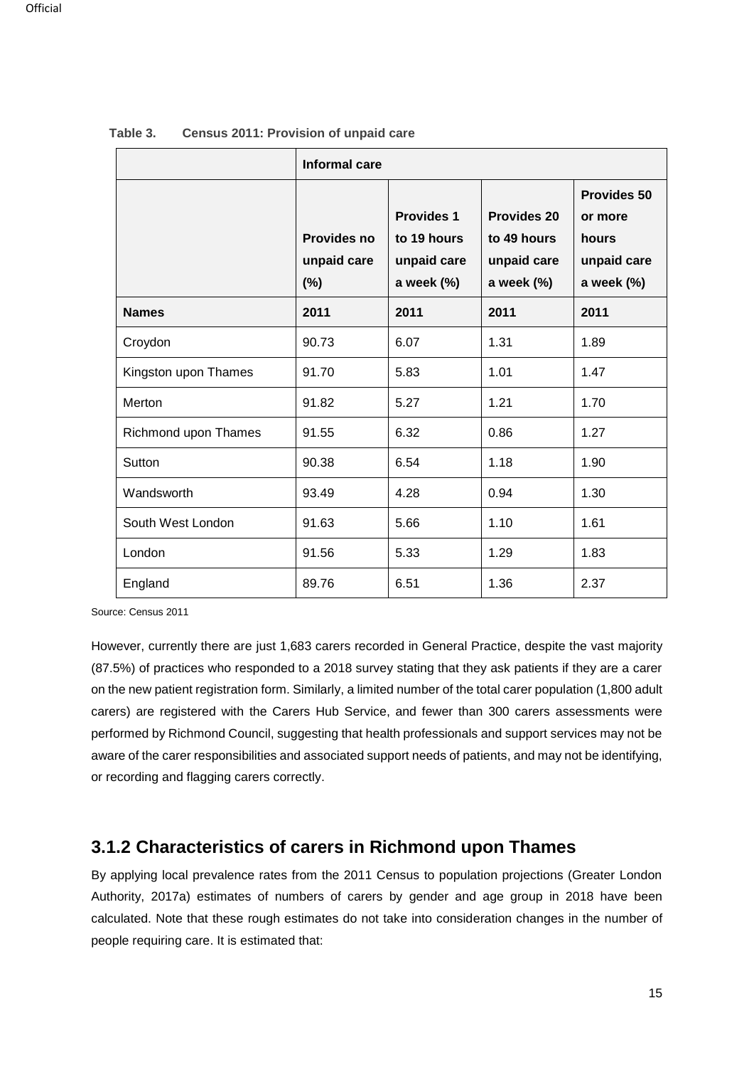**Table 3. Census 2011: Provision of unpaid care**

| | Informal care | | | |
|---|---|---|---|---|
| | Provides no unpaid care (%) | Provides 1 to 19 hours unpaid care a week (%) | Provides 20 to 49 hours unpaid care a week (%) | Provides 50 or more hours unpaid care a week (%) |
| **Names** | **2011** | **2011** | **2011** | **2011** |
| Croydon | 90.73 | 6.07 | 1.31 | 1.89 |
| Kingston upon Thames | 91.70 | 5.83 | 1.01 | 1.47 |
| Merton | 91.82 | 5.27 | 1.21 | 1.70 |
| Richmond upon Thames | 91.55 | 6.32 | 0.86 | 1.27 |
| Sutton | 90.38 | 6.54 | 1.18 | 1.90 |
| Wandsworth | 93.49 | 4.28 | 0.94 | 1.30 |
| South West London | 91.63 | 5.66 | 1.10 | 1.61 |
| London | 91.56 | 5.33 | 1.29 | 1.83 |
| England | 89.76 | 6.51 | 1.36 | 2.37 |

Source: Census 2011

However, currently there are just 1,683 carers recorded in General Practice, despite the vast majority (87.5%) of practices who responded to a 2018 survey stating that they ask patients if they are a carer on the new patient registration form. Similarly, a limited number of the total carer population (1,800 adult carers) are registered with the Carers Hub Service, and fewer than 300 carers assessments were performed by Richmond Council, suggesting that health professionals and support services may not be aware of the carer responsibilities and associated support needs of patients, and may not be identifying, or recording and flagging carers correctly.

## 3.1.2 Characteristics of carers in Richmond upon Thames

By applying local prevalence rates from the 2011 Census to population projections (Greater London Authority, 2017a) estimates of numbers of carers by gender and age group in 2018 have been calculated. Note that these rough estimates do not take into consideration changes in the number of people requiring care. It is estimated that: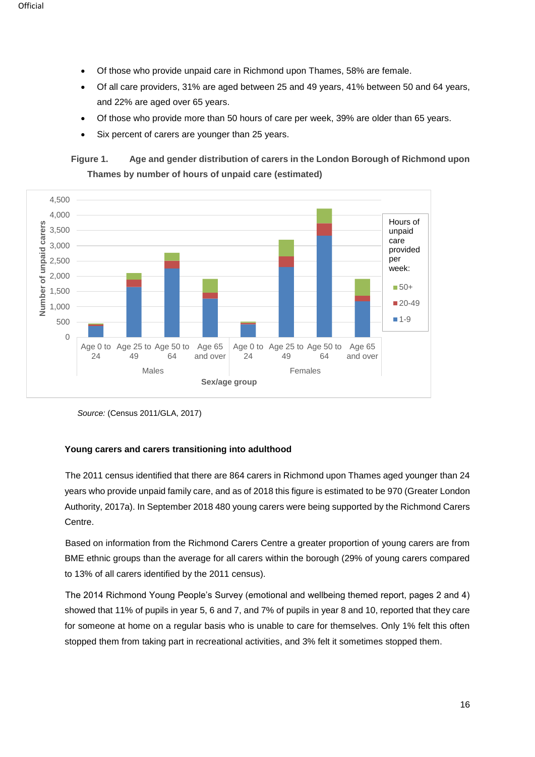- Of those who provide unpaid care in Richmond upon Thames, 58% are female.
- Of all care providers, 31% are aged between 25 and 49 years, 41% between 50 and 64 years, and 22% are aged over 65 years.
- Of those who provide more than 50 hours of care per week, 39% are older than 65 years.
- Six percent of carers are younger than 25 years.

**Figure 1. Age and gender distribution of carers in the London Borough of Richmond upon Thames by number of hours of unpaid care (estimated)**

*Source:* (Census 2011/GLA, 2017)

**Young carers and carers transitioning into adulthood**

The 2011 census identified that there are 864 carers in Richmond upon Thames aged younger than 24 years who provide unpaid family care, and as of 2018 this figure is estimated to be 970 (Greater London Authority, 2017a). In September 2018 480 young carers were being supported by the Richmond Carers Centre.

Based on information from the Richmond Carers Centre a greater proportion of young carers are from BME ethnic groups than the average for all carers within the borough (29% of young carers compared to 13% of all carers identified by the 2011 census).

The 2014 Richmond Young People's Survey (emotional and wellbeing themed report, pages 2 and 4) showed that 11% of pupils in year 5, 6 and 7, and 7% of pupils in year 8 and 10, reported that they care for someone at home on a regular basis who is unable to care for themselves. Only 1% felt this often stopped them from taking part in recreational activities, and 3% felt it sometimes stopped them.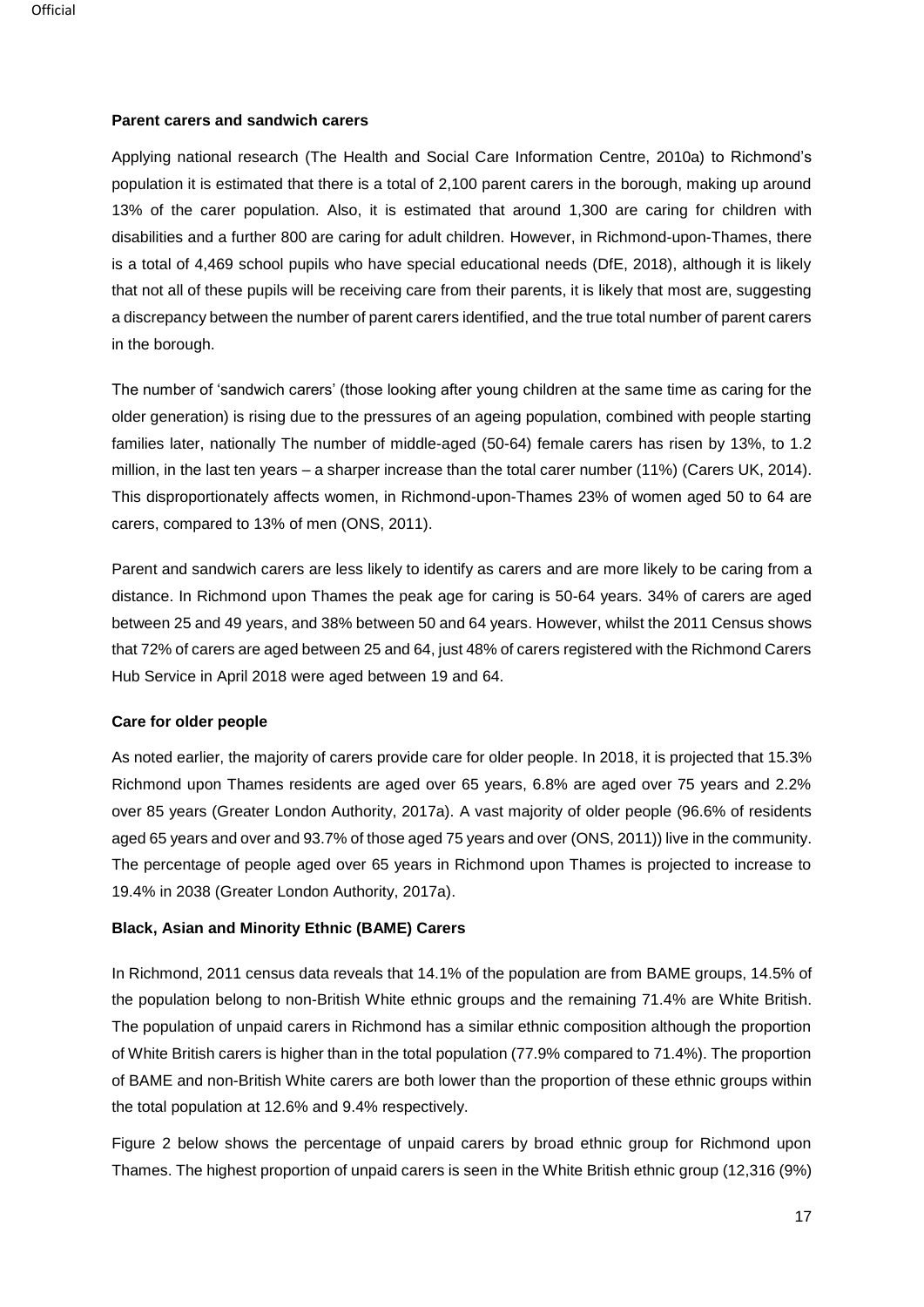**Parent carers and sandwich carers**

Applying national research (The Health and Social Care Information Centre, 2010a) to Richmond's population it is estimated that there is a total of 2,100 parent carers in the borough, making up around 13% of the carer population. Also, it is estimated that around 1,300 are caring for children with disabilities and a further 800 are caring for adult children. However, in Richmond-upon-Thames, there is a total of 4,469 school pupils who have special educational needs (DfE, 2018), although it is likely that not all of these pupils will be receiving care from their parents, it is likely that most are, suggesting a discrepancy between the number of parent carers identified, and the true total number of parent carers in the borough.

The number of 'sandwich carers' (those looking after young children at the same time as caring for the older generation) is rising due to the pressures of an ageing population, combined with people starting families later, nationally The number of middle-aged (50-64) female carers has risen by 13%, to 1.2 million, in the last ten years – a sharper increase than the total carer number (11%) (Carers UK, 2014). This disproportionately affects women, in Richmond-upon-Thames 23% of women aged 50 to 64 are carers, compared to 13% of men (ONS, 2011).

Parent and sandwich carers are less likely to identify as carers and are more likely to be caring from a distance. In Richmond upon Thames the peak age for caring is 50-64 years. 34% of carers are aged between 25 and 49 years, and 38% between 50 and 64 years. However, whilst the 2011 Census shows that 72% of carers are aged between 25 and 64, just 48% of carers registered with the Richmond Carers Hub Service in April 2018 were aged between 19 and 64.

**Care for older people**

As noted earlier, the majority of carers provide care for older people. In 2018, it is projected that 15.3% Richmond upon Thames residents are aged over 65 years, 6.8% are aged over 75 years and 2.2% over 85 years (Greater London Authority, 2017a). A vast majority of older people (96.6% of residents aged 65 years and over and 93.7% of those aged 75 years and over (ONS, 2011)) live in the community. The percentage of people aged over 65 years in Richmond upon Thames is projected to increase to 19.4% in 2038 (Greater London Authority, 2017a).

**Black, Asian and Minority Ethnic (BAME) Carers**

In Richmond, 2011 census data reveals that 14.1% of the population are from BAME groups, 14.5% of the population belong to non-British White ethnic groups and the remaining 71.4% are White British. The population of unpaid carers in Richmond has a similar ethnic composition although the proportion of White British carers is higher than in the total population (77.9% compared to 71.4%). The proportion of BAME and non-British White carers are both lower than the proportion of these ethnic groups within the total population at 12.6% and 9.4% respectively.

Figure 2 below shows the percentage of unpaid carers by broad ethnic group for Richmond upon Thames. The highest proportion of unpaid carers is seen in the White British ethnic group (12,316 (9%)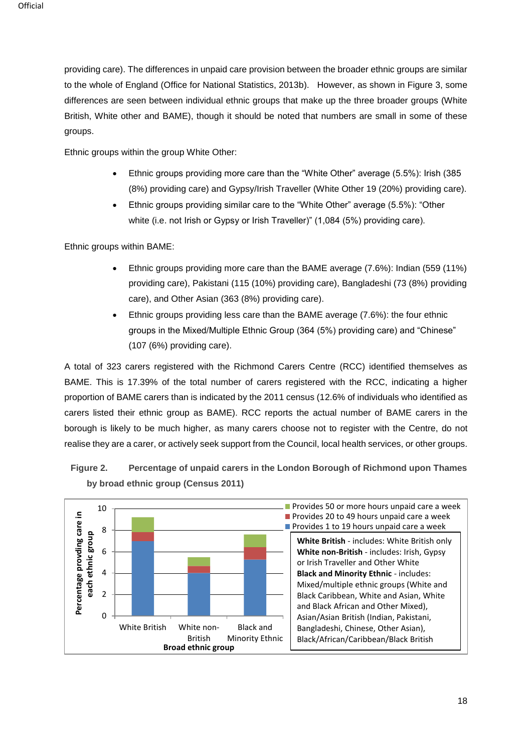providing care). The differences in unpaid care provision between the broader ethnic groups are similar to the whole of England (Office for National Statistics, 2013b). However, as shown in Figure 3, some differences are seen between individual ethnic groups that make up the three broader groups (White British, White other and BAME), though it should be noted that numbers are small in some of these groups.

Ethnic groups within the group White Other:

- Ethnic groups providing more care than the "White Other" average (5.5%): Irish (385 (8%) providing care) and Gypsy/Irish Traveller (White Other 19 (20%) providing care).
- Ethnic groups providing similar care to the "White Other" average (5.5%): "Other white (i.e. not Irish or Gypsy or Irish Traveller)" (1,084 (5%) providing care).

Ethnic groups within BAME:

- Ethnic groups providing more care than the BAME average (7.6%): Indian (559 (11%) providing care), Pakistani (115 (10%) providing care), Bangladeshi (73 (8%) providing care), and Other Asian (363 (8%) providing care).
- Ethnic groups providing less care than the BAME average (7.6%): the four ethnic groups in the Mixed/Multiple Ethnic Group (364 (5%) providing care) and "Chinese" (107 (6%) providing care).

A total of 323 carers registered with the Richmond Carers Centre (RCC) identified themselves as BAME. This is 17.39% of the total number of carers registered with the RCC, indicating a higher proportion of BAME carers than is indicated by the 2011 census (12.6% of individuals who identified as carers listed their ethnic group as BAME). RCC reports the actual number of BAME carers in the borough is likely to be much higher, as many carers choose not to register with the Centre, do not realise they are a carer, or actively seek support from the Council, local health services, or other groups.

**Figure 2. Percentage of unpaid carers in the London Borough of Richmond upon Thames by broad ethnic group (Census 2011)**

Legend: Provides 50 or more hours unpaid care a week; Provides 20 to 49 hours unpaid care a week; Provides 1 to 19 hours unpaid care a week

Y-axis: Percentage provding care in each ethnic group (0–10)

X-axis: Broad ethnic group — White British; White non-British; Black and Minority Ethnic

**White British** - includes: White British only
**White non-British** - includes: Irish, Gypsy or Irish Traveller and Other White
**Black and Minority Ethnic** - includes: Mixed/multiple ethnic groups (White and Black Caribbean, White and Asian, White and Black African and Other Mixed), Asian/Asian British (Indian, Pakistani, Bangladeshi, Chinese, Other Asian), Black/African/Caribbean/Black British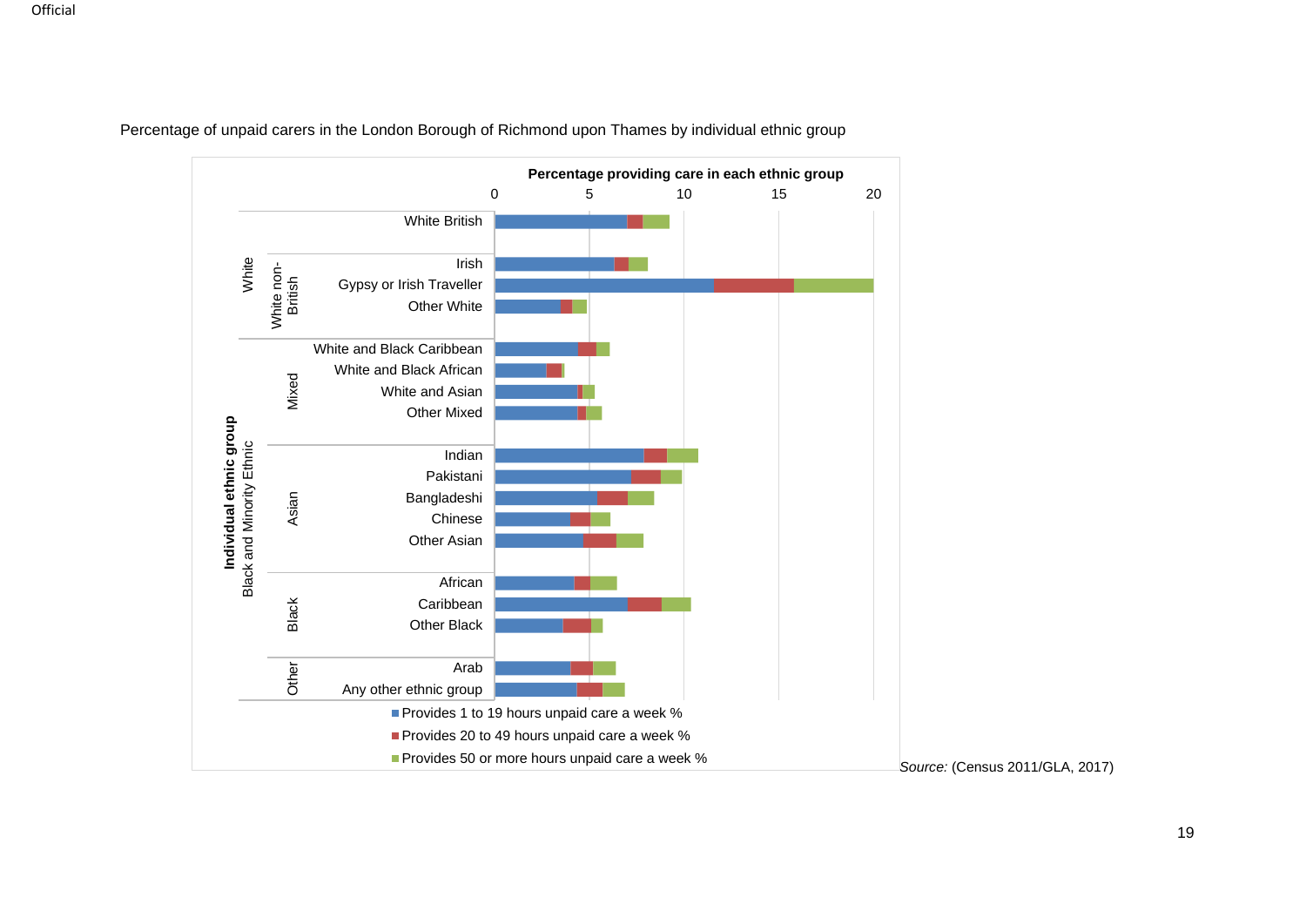Percentage of unpaid carers in the London Borough of Richmond upon Thames by individual ethnic group

Percentage providing care in each ethnic group

| Individual ethnic group | | | 0–20 |
|---|---|---|---|
| White | | White British | |
| | White non-British | Irish | |
| | | Gypsy or Irish Traveller | |
| | | Other White | |
| Black and Minority Ethnic | Mixed | White and Black Caribbean | |
| | | White and Black African | |
| | | White and Asian | |
| | | Other Mixed | |
| | Asian | Indian | |
| | | Pakistani | |
| | | Bangladeshi | |
| | | Chinese | |
| | | Other Asian | |
| | Black | African | |
| | | Caribbean | |
| | | Other Black | |
| | Other | Arab | |
| | | Any other ethnic group | |

- Provides 1 to 19 hours unpaid care a week %
- Provides 20 to 49 hours unpaid care a week %
- Provides 50 or more hours unpaid care a week %

*Source:* (Census 2011/GLA, 2017)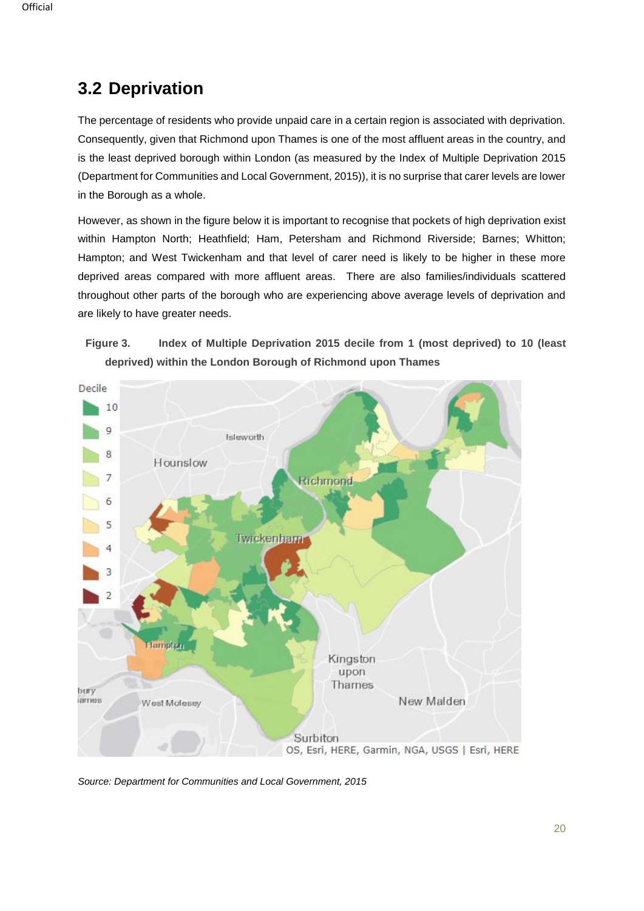## 3.2 Deprivation

The percentage of residents who provide unpaid care in a certain region is associated with deprivation. Consequently, given that Richmond upon Thames is one of the most affluent areas in the country, and is the least deprived borough within London (as measured by the Index of Multiple Deprivation 2015 (Department for Communities and Local Government, 2015)), it is no surprise that carer levels are lower in the Borough as a whole.

However, as shown in the figure below it is important to recognise that pockets of high deprivation exist within Hampton North; Heathfield; Ham, Petersham and Richmond Riverside; Barnes; Whitton; Hampton; and West Twickenham and that level of carer need is likely to be higher in these more deprived areas compared with more affluent areas. There are also families/individuals scattered throughout other parts of the borough who are experiencing above average levels of deprivation and are likely to have greater needs.

**Figure 3. Index of Multiple Deprivation 2015 decile from 1 (most deprived) to 10 (least deprived) within the London Borough of Richmond upon Thames**

*Source: Department for Communities and Local Government, 2015*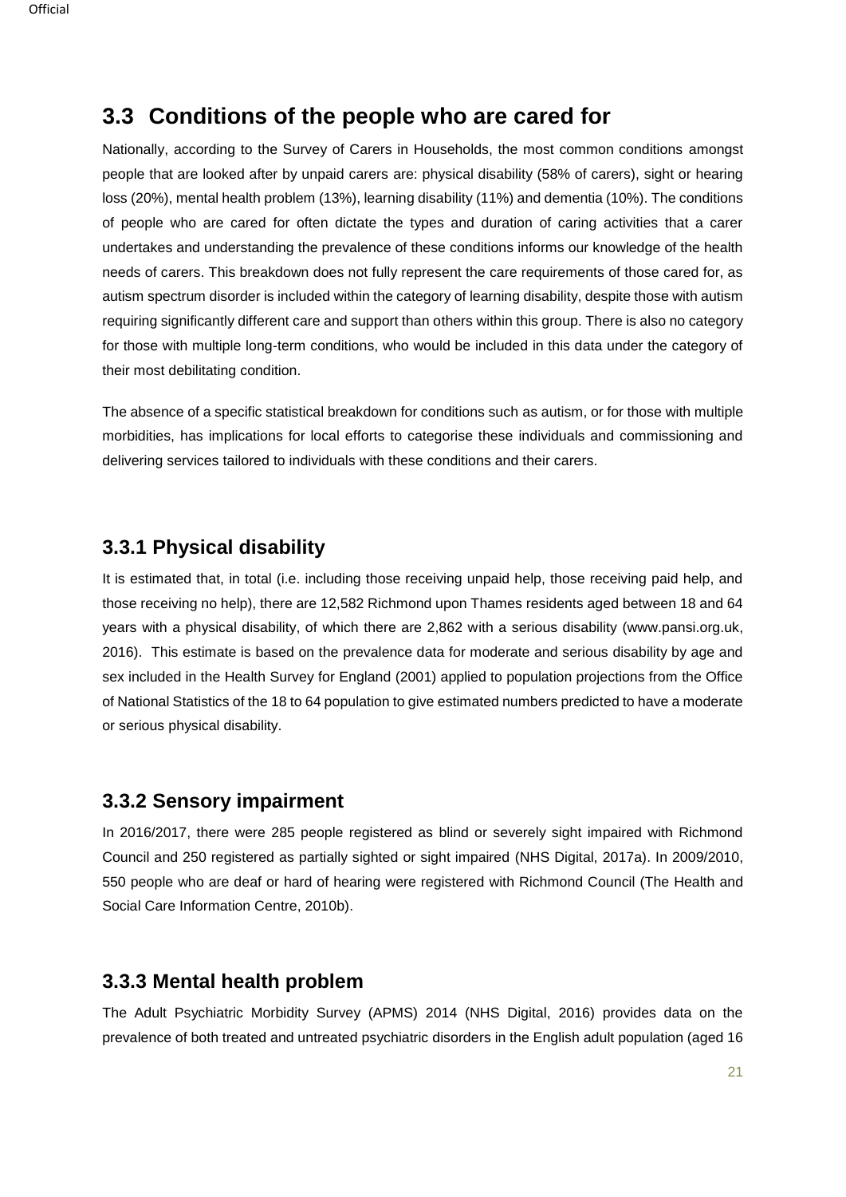## 3.3 Conditions of the people who are cared for

Nationally, according to the Survey of Carers in Households, the most common conditions amongst people that are looked after by unpaid carers are: physical disability (58% of carers), sight or hearing loss (20%), mental health problem (13%), learning disability (11%) and dementia (10%). The conditions of people who are cared for often dictate the types and duration of caring activities that a carer undertakes and understanding the prevalence of these conditions informs our knowledge of the health needs of carers. This breakdown does not fully represent the care requirements of those cared for, as autism spectrum disorder is included within the category of learning disability, despite those with autism requiring significantly different care and support than others within this group. There is also no category for those with multiple long-term conditions, who would be included in this data under the category of their most debilitating condition.

The absence of a specific statistical breakdown for conditions such as autism, or for those with multiple morbidities, has implications for local efforts to categorise these individuals and commissioning and delivering services tailored to individuals with these conditions and their carers.

### 3.3.1 Physical disability

It is estimated that, in total (i.e. including those receiving unpaid help, those receiving paid help, and those receiving no help), there are 12,582 Richmond upon Thames residents aged between 18 and 64 years with a physical disability, of which there are 2,862 with a serious disability (www.pansi.org.uk, 2016). This estimate is based on the prevalence data for moderate and serious disability by age and sex included in the Health Survey for England (2001) applied to population projections from the Office of National Statistics of the 18 to 64 population to give estimated numbers predicted to have a moderate or serious physical disability.

### 3.3.2 Sensory impairment

In 2016/2017, there were 285 people registered as blind or severely sight impaired with Richmond Council and 250 registered as partially sighted or sight impaired (NHS Digital, 2017a). In 2009/2010, 550 people who are deaf or hard of hearing were registered with Richmond Council (The Health and Social Care Information Centre, 2010b).

### 3.3.3 Mental health problem

The Adult Psychiatric Morbidity Survey (APMS) 2014 (NHS Digital, 2016) provides data on the prevalence of both treated and untreated psychiatric disorders in the English adult population (aged 16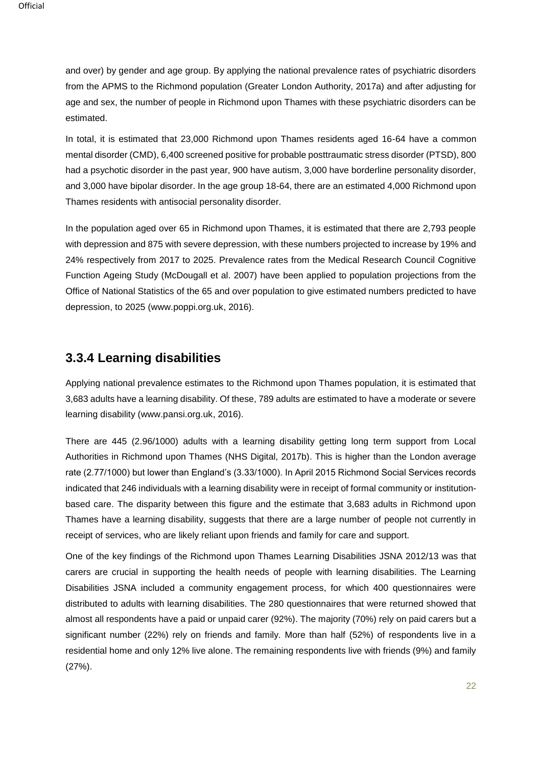and over) by gender and age group. By applying the national prevalence rates of psychiatric disorders from the APMS to the Richmond population (Greater London Authority, 2017a) and after adjusting for age and sex, the number of people in Richmond upon Thames with these psychiatric disorders can be estimated.

In total, it is estimated that 23,000 Richmond upon Thames residents aged 16-64 have a common mental disorder (CMD), 6,400 screened positive for probable posttraumatic stress disorder (PTSD), 800 had a psychotic disorder in the past year, 900 have autism, 3,000 have borderline personality disorder, and 3,000 have bipolar disorder. In the age group 18-64, there are an estimated 4,000 Richmond upon Thames residents with antisocial personality disorder.

In the population aged over 65 in Richmond upon Thames, it is estimated that there are 2,793 people with depression and 875 with severe depression, with these numbers projected to increase by 19% and 24% respectively from 2017 to 2025. Prevalence rates from the Medical Research Council Cognitive Function Ageing Study (McDougall et al. 2007) have been applied to population projections from the Office of National Statistics of the 65 and over population to give estimated numbers predicted to have depression, to 2025 (www.poppi.org.uk, 2016).

### 3.3.4 Learning disabilities

Applying national prevalence estimates to the Richmond upon Thames population, it is estimated that 3,683 adults have a learning disability. Of these, 789 adults are estimated to have a moderate or severe learning disability (www.pansi.org.uk, 2016).

There are 445 (2.96/1000) adults with a learning disability getting long term support from Local Authorities in Richmond upon Thames (NHS Digital, 2017b). This is higher than the London average rate (2.77/1000) but lower than England's (3.33/1000). In April 2015 Richmond Social Services records indicated that 246 individuals with a learning disability were in receipt of formal community or institution-based care. The disparity between this figure and the estimate that 3,683 adults in Richmond upon Thames have a learning disability, suggests that there are a large number of people not currently in receipt of services, who are likely reliant upon friends and family for care and support.

One of the key findings of the Richmond upon Thames Learning Disabilities JSNA 2012/13 was that carers are crucial in supporting the health needs of people with learning disabilities. The Learning Disabilities JSNA included a community engagement process, for which 400 questionnaires were distributed to adults with learning disabilities. The 280 questionnaires that were returned showed that almost all respondents have a paid or unpaid carer (92%). The majority (70%) rely on paid carers but a significant number (22%) rely on friends and family. More than half (52%) of respondents live in a residential home and only 12% live alone. The remaining respondents live with friends (9%) and family (27%).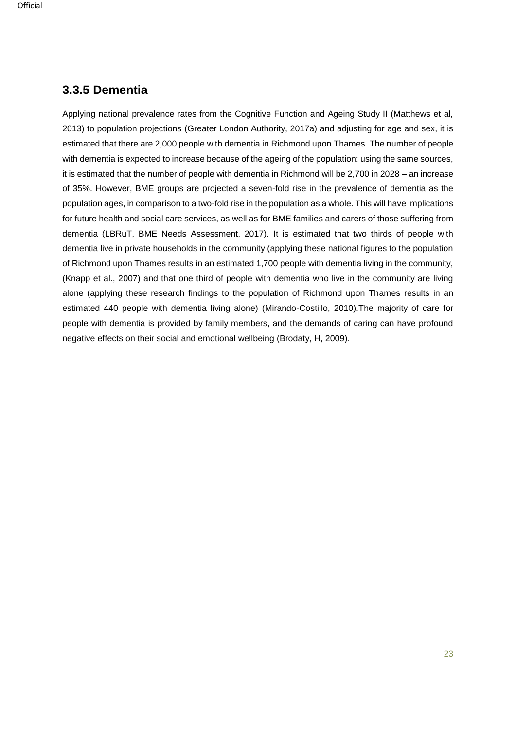### 3.3.5 Dementia

Applying national prevalence rates from the Cognitive Function and Ageing Study II (Matthews et al, 2013) to population projections (Greater London Authority, 2017a) and adjusting for age and sex, it is estimated that there are 2,000 people with dementia in Richmond upon Thames. The number of people with dementia is expected to increase because of the ageing of the population: using the same sources, it is estimated that the number of people with dementia in Richmond will be 2,700 in 2028 – an increase of 35%. However, BME groups are projected a seven-fold rise in the prevalence of dementia as the population ages, in comparison to a two-fold rise in the population as a whole. This will have implications for future health and social care services, as well as for BME families and carers of those suffering from dementia (LBRuT, BME Needs Assessment, 2017). It is estimated that two thirds of people with dementia live in private households in the community (applying these national figures to the population of Richmond upon Thames results in an estimated 1,700 people with dementia living in the community, (Knapp et al., 2007) and that one third of people with dementia who live in the community are living alone (applying these research findings to the population of Richmond upon Thames results in an estimated 440 people with dementia living alone) (Mirando-Costillo, 2010).The majority of care for people with dementia is provided by family members, and the demands of caring can have profound negative effects on their social and emotional wellbeing (Brodaty, H, 2009).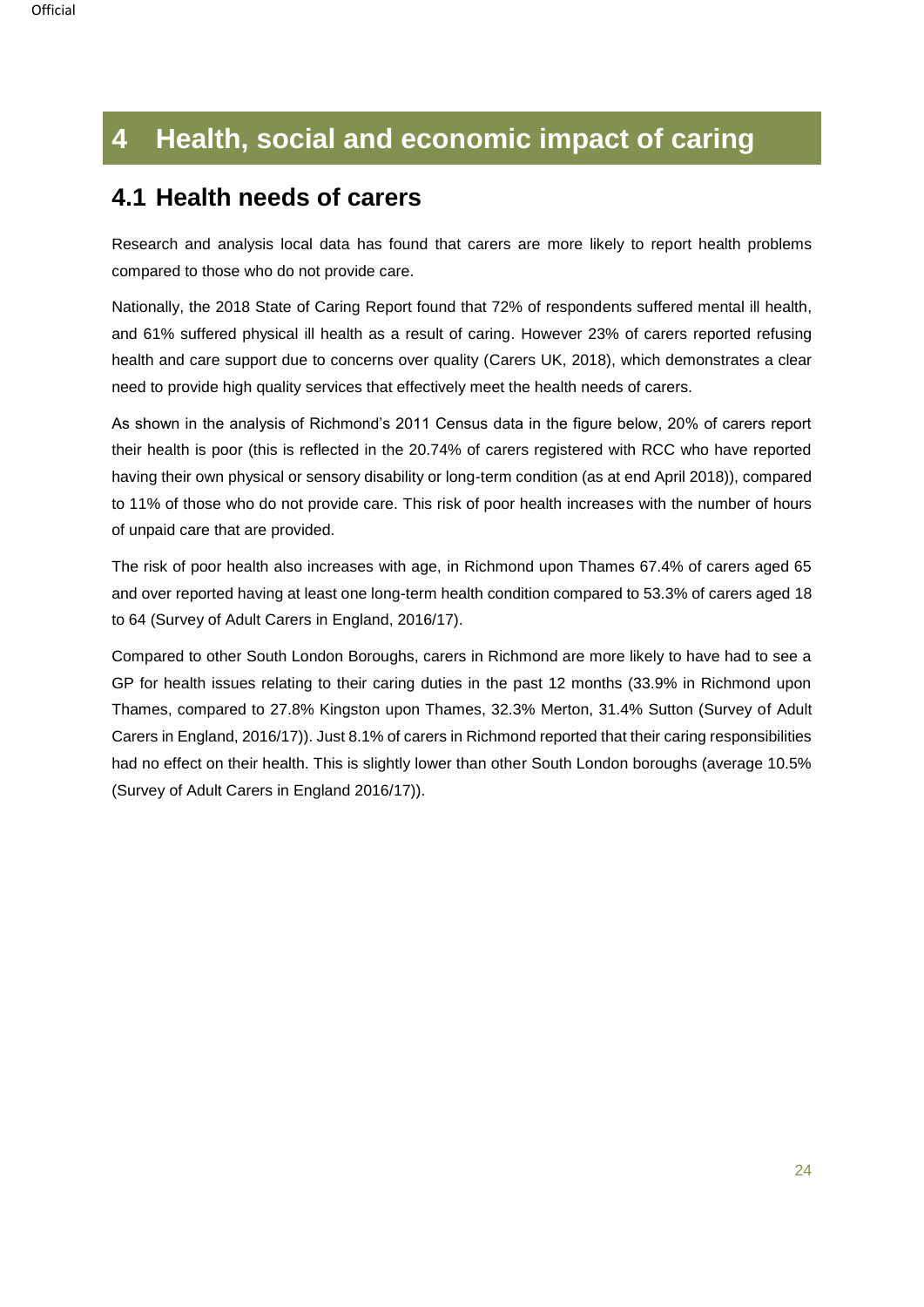# 4 Health, social and economic impact of caring

## 4.1 Health needs of carers

Research and analysis local data has found that carers are more likely to report health problems compared to those who do not provide care.

Nationally, the 2018 State of Caring Report found that 72% of respondents suffered mental ill health, and 61% suffered physical ill health as a result of caring. However 23% of carers reported refusing health and care support due to concerns over quality (Carers UK, 2018), which demonstrates a clear need to provide high quality services that effectively meet the health needs of carers.

As shown in the analysis of Richmond's 2011 Census data in the figure below, 20% of carers report their health is poor (this is reflected in the 20.74% of carers registered with RCC who have reported having their own physical or sensory disability or long-term condition (as at end April 2018)), compared to 11% of those who do not provide care. This risk of poor health increases with the number of hours of unpaid care that are provided.

The risk of poor health also increases with age, in Richmond upon Thames 67.4% of carers aged 65 and over reported having at least one long-term health condition compared to 53.3% of carers aged 18 to 64 (Survey of Adult Carers in England, 2016/17).

Compared to other South London Boroughs, carers in Richmond are more likely to have had to see a GP for health issues relating to their caring duties in the past 12 months (33.9% in Richmond upon Thames, compared to 27.8% Kingston upon Thames, 32.3% Merton, 31.4% Sutton (Survey of Adult Carers in England, 2016/17)). Just 8.1% of carers in Richmond reported that their caring responsibilities had no effect on their health. This is slightly lower than other South London boroughs (average 10.5% (Survey of Adult Carers in England 2016/17)).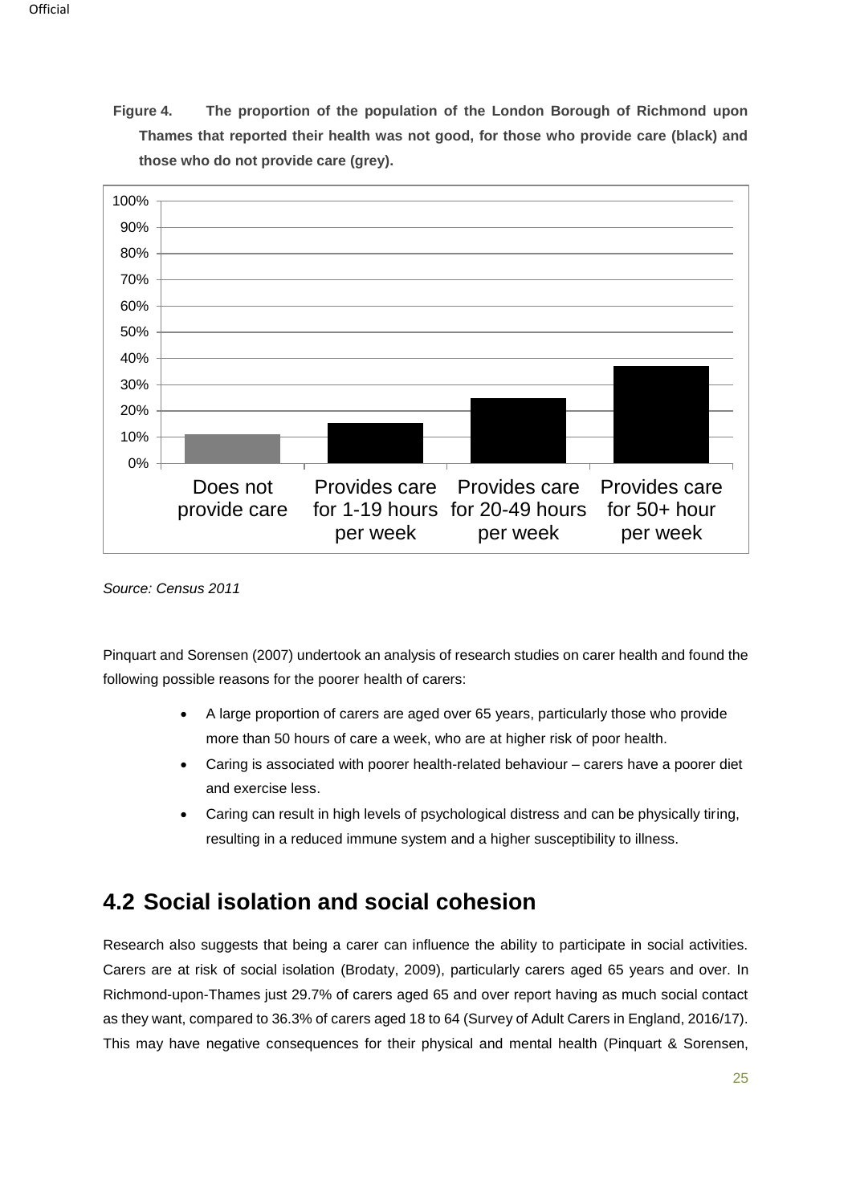**Figure 4. The proportion of the population of the London Borough of Richmond upon Thames that reported their health was not good, for those who provide care (black) and those who do not provide care (grey).**

*Source: Census 2011*

Pinquart and Sorensen (2007) undertook an analysis of research studies on carer health and found the following possible reasons for the poorer health of carers:

- A large proportion of carers are aged over 65 years, particularly those who provide more than 50 hours of care a week, who are at higher risk of poor health.
- Caring is associated with poorer health-related behaviour – carers have a poorer diet and exercise less.
- Caring can result in high levels of psychological distress and can be physically tiring, resulting in a reduced immune system and a higher susceptibility to illness.

## 4.2 Social isolation and social cohesion

Research also suggests that being a carer can influence the ability to participate in social activities. Carers are at risk of social isolation (Brodaty, 2009), particularly carers aged 65 years and over. In Richmond-upon-Thames just 29.7% of carers aged 65 and over report having as much social contact as they want, compared to 36.3% of carers aged 18 to 64 (Survey of Adult Carers in England, 2016/17). This may have negative consequences for their physical and mental health (Pinquart & Sorensen,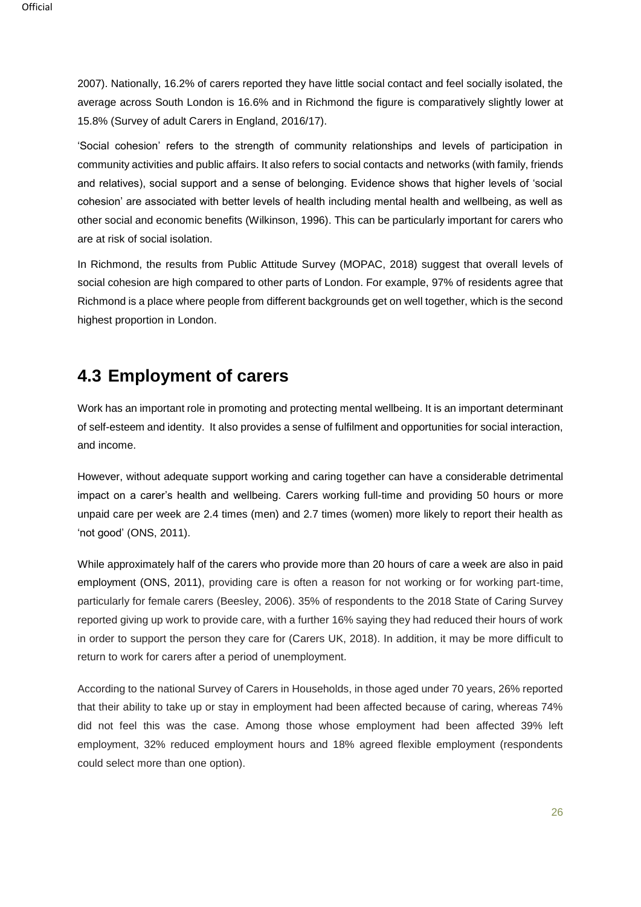2007). Nationally, 16.2% of carers reported they have little social contact and feel socially isolated, the average across South London is 16.6% and in Richmond the figure is comparatively slightly lower at 15.8% (Survey of adult Carers in England, 2016/17).

'Social cohesion' refers to the strength of community relationships and levels of participation in community activities and public affairs. It also refers to social contacts and networks (with family, friends and relatives), social support and a sense of belonging. Evidence shows that higher levels of 'social cohesion' are associated with better levels of health including mental health and wellbeing, as well as other social and economic benefits (Wilkinson, 1996). This can be particularly important for carers who are at risk of social isolation.

In Richmond, the results from Public Attitude Survey (MOPAC, 2018) suggest that overall levels of social cohesion are high compared to other parts of London. For example, 97% of residents agree that Richmond is a place where people from different backgrounds get on well together, which is the second highest proportion in London.

## 4.3 Employment of carers

Work has an important role in promoting and protecting mental wellbeing. It is an important determinant of self-esteem and identity. It also provides a sense of fulfilment and opportunities for social interaction, and income.

However, without adequate support working and caring together can have a considerable detrimental impact on a carer's health and wellbeing. Carers working full-time and providing 50 hours or more unpaid care per week are 2.4 times (men) and 2.7 times (women) more likely to report their health as 'not good' (ONS, 2011).

While approximately half of the carers who provide more than 20 hours of care a week are also in paid employment (ONS, 2011), providing care is often a reason for not working or for working part-time, particularly for female carers (Beesley, 2006). 35% of respondents to the 2018 State of Caring Survey reported giving up work to provide care, with a further 16% saying they had reduced their hours of work in order to support the person they care for (Carers UK, 2018). In addition, it may be more difficult to return to work for carers after a period of unemployment.

According to the national Survey of Carers in Households, in those aged under 70 years, 26% reported that their ability to take up or stay in employment had been affected because of caring, whereas 74% did not feel this was the case. Among those whose employment had been affected 39% left employment, 32% reduced employment hours and 18% agreed flexible employment (respondents could select more than one option).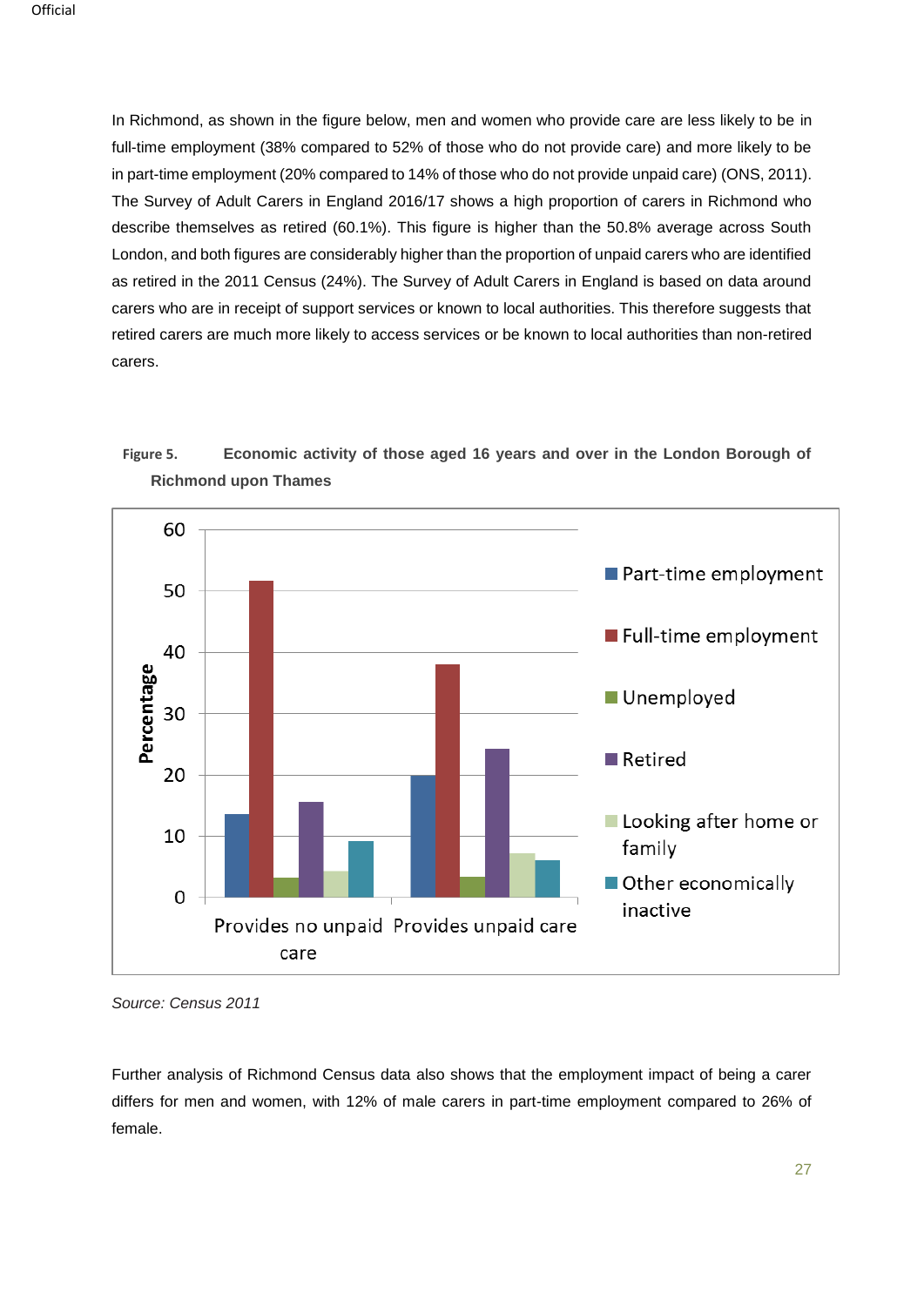In Richmond, as shown in the figure below, men and women who provide care are less likely to be in full-time employment (38% compared to 52% of those who do not provide care) and more likely to be in part-time employment (20% compared to 14% of those who do not provide unpaid care) (ONS, 2011). The Survey of Adult Carers in England 2016/17 shows a high proportion of carers in Richmond who describe themselves as retired (60.1%). This figure is higher than the 50.8% average across South London, and both figures are considerably higher than the proportion of unpaid carers who are identified as retired in the 2011 Census (24%). The Survey of Adult Carers in England is based on data around carers who are in receipt of support services or known to local authorities. This therefore suggests that retired carers are much more likely to access services or be known to local authorities than non-retired carers.

**Figure 5. Economic activity of those aged 16 years and over in the London Borough of Richmond upon Thames**

*Source: Census 2011*

Further analysis of Richmond Census data also shows that the employment impact of being a carer differs for men and women, with 12% of male carers in part-time employment compared to 26% of female.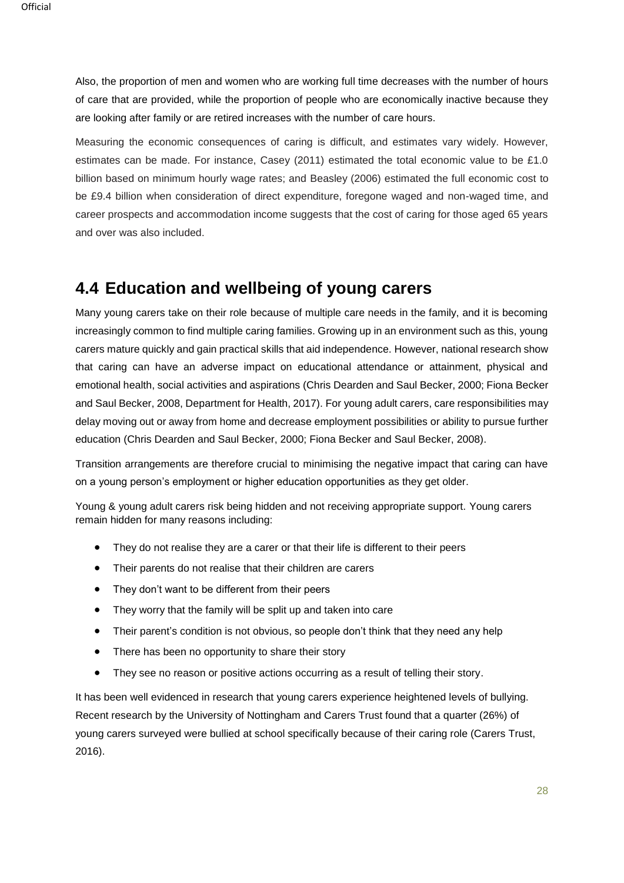Also, the proportion of men and women who are working full time decreases with the number of hours of care that are provided, while the proportion of people who are economically inactive because they are looking after family or are retired increases with the number of care hours.

Measuring the economic consequences of caring is difficult, and estimates vary widely. However, estimates can be made. For instance, Casey (2011) estimated the total economic value to be £1.0 billion based on minimum hourly wage rates; and Beasley (2006) estimated the full economic cost to be £9.4 billion when consideration of direct expenditure, foregone waged and non-waged time, and career prospects and accommodation income suggests that the cost of caring for those aged 65 years and over was also included.

## 4.4 Education and wellbeing of young carers

Many young carers take on their role because of multiple care needs in the family, and it is becoming increasingly common to find multiple caring families. Growing up in an environment such as this, young carers mature quickly and gain practical skills that aid independence. However, national research show that caring can have an adverse impact on educational attendance or attainment, physical and emotional health, social activities and aspirations (Chris Dearden and Saul Becker, 2000; Fiona Becker and Saul Becker, 2008, Department for Health, 2017). For young adult carers, care responsibilities may delay moving out or away from home and decrease employment possibilities or ability to pursue further education (Chris Dearden and Saul Becker, 2000; Fiona Becker and Saul Becker, 2008).

Transition arrangements are therefore crucial to minimising the negative impact that caring can have on a young person's employment or higher education opportunities as they get older.

Young & young adult carers risk being hidden and not receiving appropriate support. Young carers remain hidden for many reasons including:

- They do not realise they are a carer or that their life is different to their peers
- Their parents do not realise that their children are carers
- They don't want to be different from their peers
- They worry that the family will be split up and taken into care
- Their parent's condition is not obvious, so people don't think that they need any help
- There has been no opportunity to share their story
- They see no reason or positive actions occurring as a result of telling their story.

It has been well evidenced in research that young carers experience heightened levels of bullying. Recent research by the University of Nottingham and Carers Trust found that a quarter (26%) of young carers surveyed were bullied at school specifically because of their caring role (Carers Trust, 2016).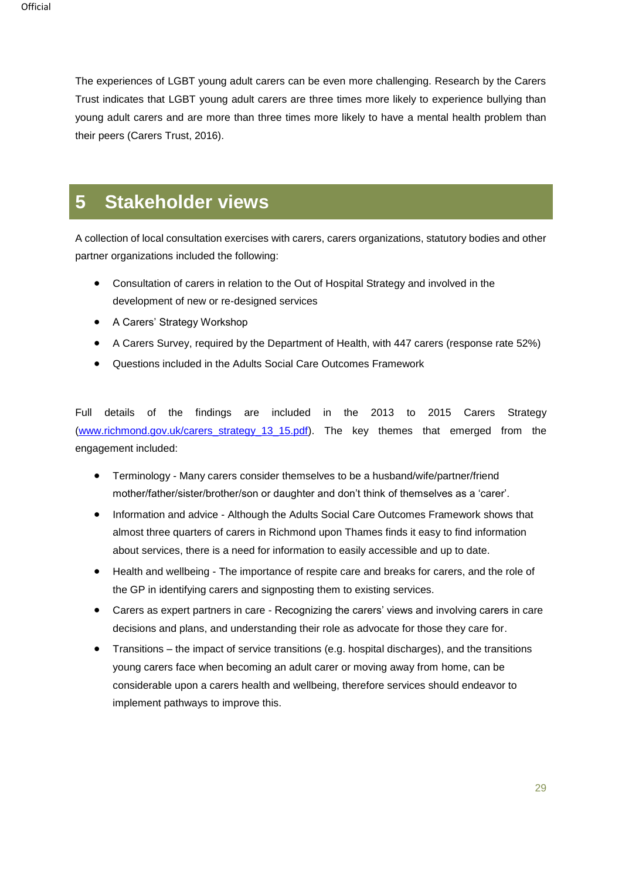The experiences of LGBT young adult carers can be even more challenging. Research by the Carers Trust indicates that LGBT young adult carers are three times more likely to experience bullying than young adult carers and are more than three times more likely to have a mental health problem than their peers (Carers Trust, 2016).

# 5 Stakeholder views

A collection of local consultation exercises with carers, carers organizations, statutory bodies and other partner organizations included the following:

- Consultation of carers in relation to the Out of Hospital Strategy and involved in the development of new or re-designed services
- A Carers' Strategy Workshop
- A Carers Survey, required by the Department of Health, with 447 carers (response rate 52%)
- Questions included in the Adults Social Care Outcomes Framework

Full details of the findings are included in the 2013 to 2015 Carers Strategy ([www.richmond.gov.uk/carers_strategy_13_15.pdf](www.richmond.gov.uk/carers_strategy_13_15.pdf)). The key themes that emerged from the engagement included:

- Terminology - Many carers consider themselves to be a husband/wife/partner/friend mother/father/sister/brother/son or daughter and don't think of themselves as a 'carer'.
- Information and advice - Although the Adults Social Care Outcomes Framework shows that almost three quarters of carers in Richmond upon Thames finds it easy to find information about services, there is a need for information to easily accessible and up to date.
- Health and wellbeing - The importance of respite care and breaks for carers, and the role of the GP in identifying carers and signposting them to existing services.
- Carers as expert partners in care - Recognizing the carers' views and involving carers in care decisions and plans, and understanding their role as advocate for those they care for.
- Transitions – the impact of service transitions (e.g. hospital discharges), and the transitions young carers face when becoming an adult carer or moving away from home, can be considerable upon a carers health and wellbeing, therefore services should endeavor to implement pathways to improve this.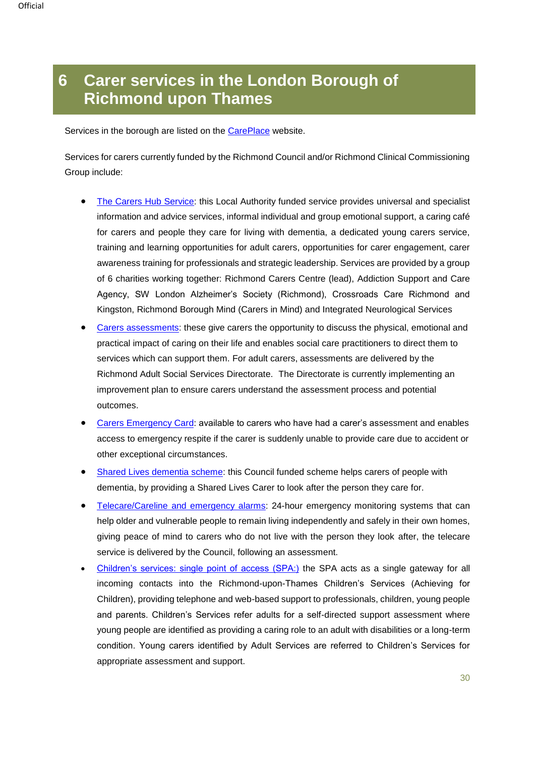# 6 Carer services in the London Borough of Richmond upon Thames

Services in the borough are listed on the CarePlace website.

Services for carers currently funded by the Richmond Council and/or Richmond Clinical Commissioning Group include:

- The Carers Hub Service: this Local Authority funded service provides universal and specialist information and advice services, informal individual and group emotional support, a caring café for carers and people they care for living with dementia, a dedicated young carers service, training and learning opportunities for adult carers, opportunities for carer engagement, carer awareness training for professionals and strategic leadership. Services are provided by a group of 6 charities working together: Richmond Carers Centre (lead), Addiction Support and Care Agency, SW London Alzheimer's Society (Richmond), Crossroads Care Richmond and Kingston, Richmond Borough Mind (Carers in Mind) and Integrated Neurological Services
- Carers assessments: these give carers the opportunity to discuss the physical, emotional and practical impact of caring on their life and enables social care practitioners to direct them to services which can support them. For adult carers, assessments are delivered by the Richmond Adult Social Services Directorate. The Directorate is currently implementing an improvement plan to ensure carers understand the assessment process and potential outcomes.
- Carers Emergency Card: available to carers who have had a carer's assessment and enables access to emergency respite if the carer is suddenly unable to provide care due to accident or other exceptional circumstances.
- Shared Lives dementia scheme: this Council funded scheme helps carers of people with dementia, by providing a Shared Lives Carer to look after the person they care for.
- Telecare/Careline and emergency alarms: 24-hour emergency monitoring systems that can help older and vulnerable people to remain living independently and safely in their own homes, giving peace of mind to carers who do not live with the person they look after, the telecare service is delivered by the Council, following an assessment.
- Children's services: single point of access (SPA:) the SPA acts as a single gateway for all incoming contacts into the Richmond-upon-Thames Children's Services (Achieving for Children), providing telephone and web-based support to professionals, children, young people and parents. Children's Services refer adults for a self-directed support assessment where young people are identified as providing a caring role to an adult with disabilities or a long-term condition. Young carers identified by Adult Services are referred to Children's Services for appropriate assessment and support.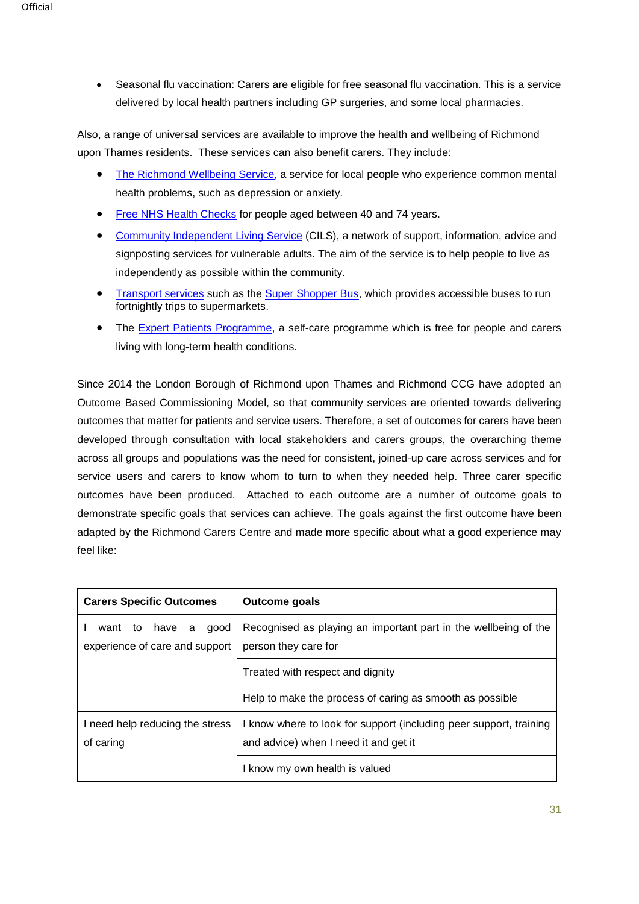- Seasonal flu vaccination: Carers are eligible for free seasonal flu vaccination. This is a service delivered by local health partners including GP surgeries, and some local pharmacies.

Also, a range of universal services are available to improve the health and wellbeing of Richmond upon Thames residents. These services can also benefit carers. They include:

- The Richmond Wellbeing Service, a service for local people who experience common mental health problems, such as depression or anxiety.
- Free NHS Health Checks for people aged between 40 and 74 years.
- Community Independent Living Service (CILS), a network of support, information, advice and signposting services for vulnerable adults. The aim of the service is to help people to live as independently as possible within the community.
- Transport services such as the Super Shopper Bus, which provides accessible buses to run fortnightly trips to supermarkets.
- The Expert Patients Programme, a self-care programme which is free for people and carers living with long-term health conditions.

Since 2014 the London Borough of Richmond upon Thames and Richmond CCG have adopted an Outcome Based Commissioning Model, so that community services are oriented towards delivering outcomes that matter for patients and service users. Therefore, a set of outcomes for carers have been developed through consultation with local stakeholders and carers groups, the overarching theme across all groups and populations was the need for consistent, joined-up care across services and for service users and carers to know whom to turn to when they needed help. Three carer specific outcomes have been produced. Attached to each outcome are a number of outcome goals to demonstrate specific goals that services can achieve. The goals against the first outcome have been adapted by the Richmond Carers Centre and made more specific about what a good experience may feel like:

| Carers Specific Outcomes | Outcome goals |
|---|---|
| I want to have a good experience of care and support | Recognised as playing an important part in the wellbeing of the person they care for |
| | Treated with respect and dignity |
| | Help to make the process of caring as smooth as possible |
| I need help reducing the stress of caring | I know where to look for support (including peer support, training and advice) when I need it and get it |
| | I know my own health is valued |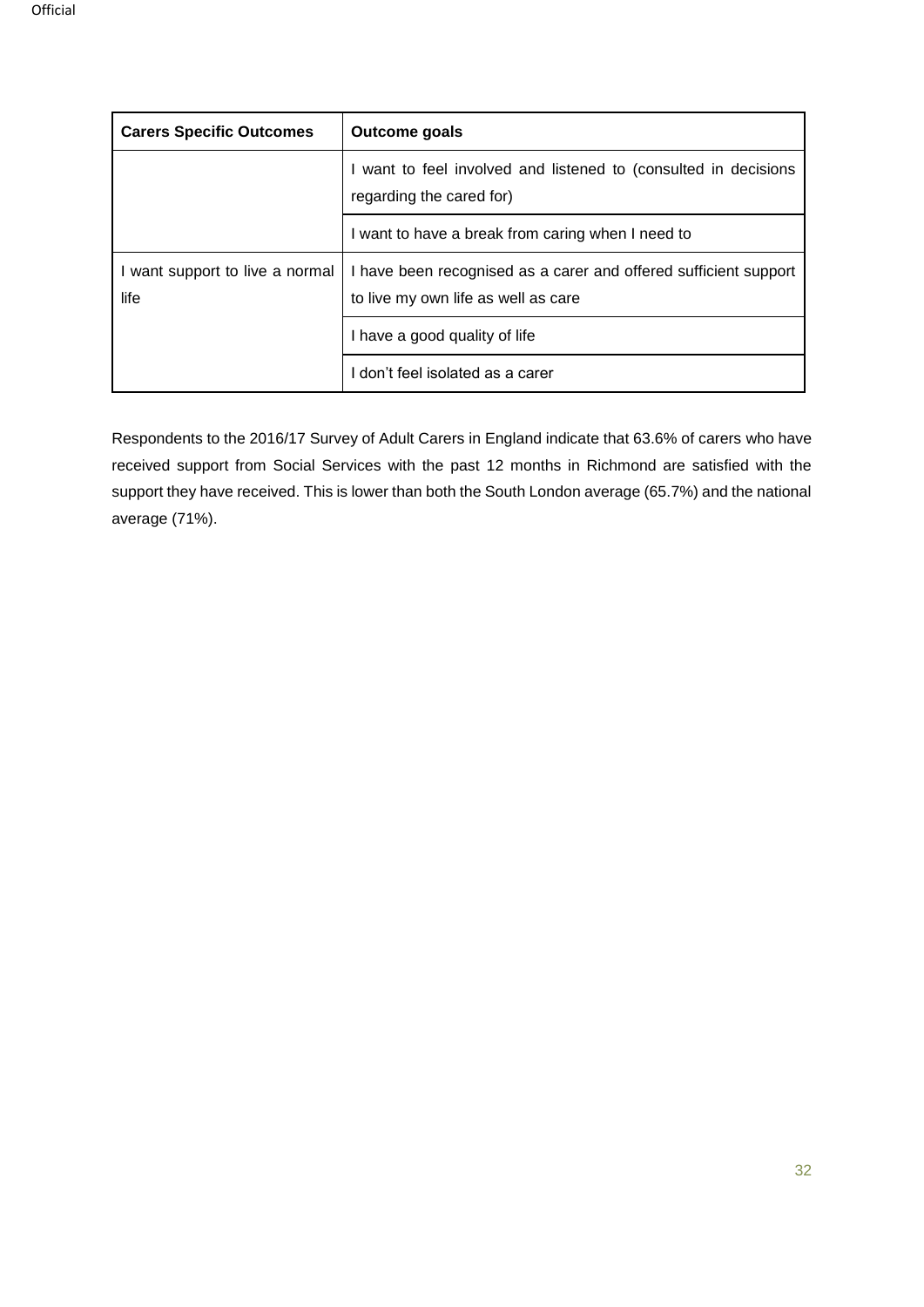| Carers Specific Outcomes | Outcome goals |
|---|---|
| | I want to feel involved and listened to (consulted in decisions regarding the cared for) |
| | I want to have a break from caring when I need to |
| I want support to live a normal life | I have been recognised as a carer and offered sufficient support to live my own life as well as care |
| | I have a good quality of life |
| | I don't feel isolated as a carer |

Respondents to the 2016/17 Survey of Adult Carers in England indicate that 63.6% of carers who have received support from Social Services with the past 12 months in Richmond are satisfied with the support they have received. This is lower than both the South London average (65.7%) and the national average (71%).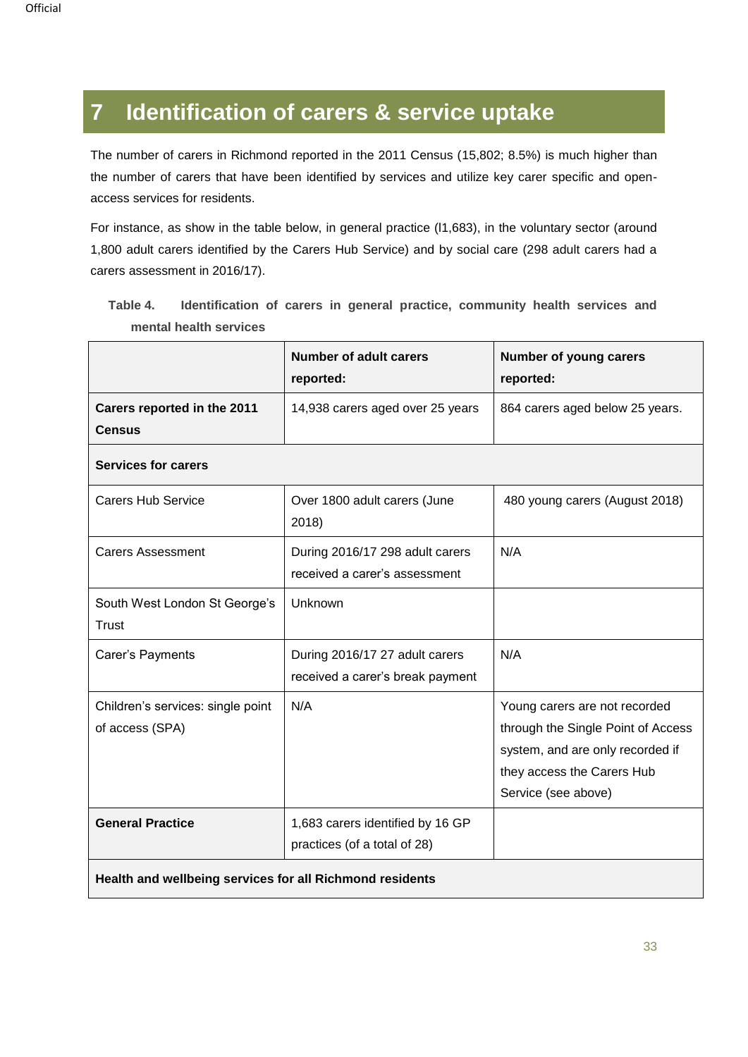# 7 Identification of carers & service uptake

The number of carers in Richmond reported in the 2011 Census (15,802; 8.5%) is much higher than the number of carers that have been identified by services and utilize key carer specific and open-access services for residents.

For instance, as show in the table below, in general practice (l1,683), in the voluntary sector (around 1,800 adult carers identified by the Carers Hub Service) and by social care (298 adult carers had a carers assessment in 2016/17).

**Table 4. Identification of carers in general practice, community health services and mental health services**

| | Number of adult carers reported: | Number of young carers reported: |
|---|---|---|
| **Carers reported in the 2011 Census** | 14,938 carers aged over 25 years | 864 carers aged below 25 years. |
| **Services for carers** | | |
| Carers Hub Service | Over 1800 adult carers (June 2018) | 480 young carers (August 2018) |
| Carers Assessment | During 2016/17 298 adult carers received a carer's assessment | N/A |
| South West London St George's Trust | Unknown | |
| Carer's Payments | During 2016/17 27 adult carers received a carer's break payment | N/A |
| Children's services: single point of access (SPA) | N/A | Young carers are not recorded through the Single Point of Access system, and are only recorded if they access the Carers Hub Service (see above) |
| **General Practice** | 1,683 carers identified by 16 GP practices (of a total of 28) | |
| **Health and wellbeing services for all Richmond residents** | | |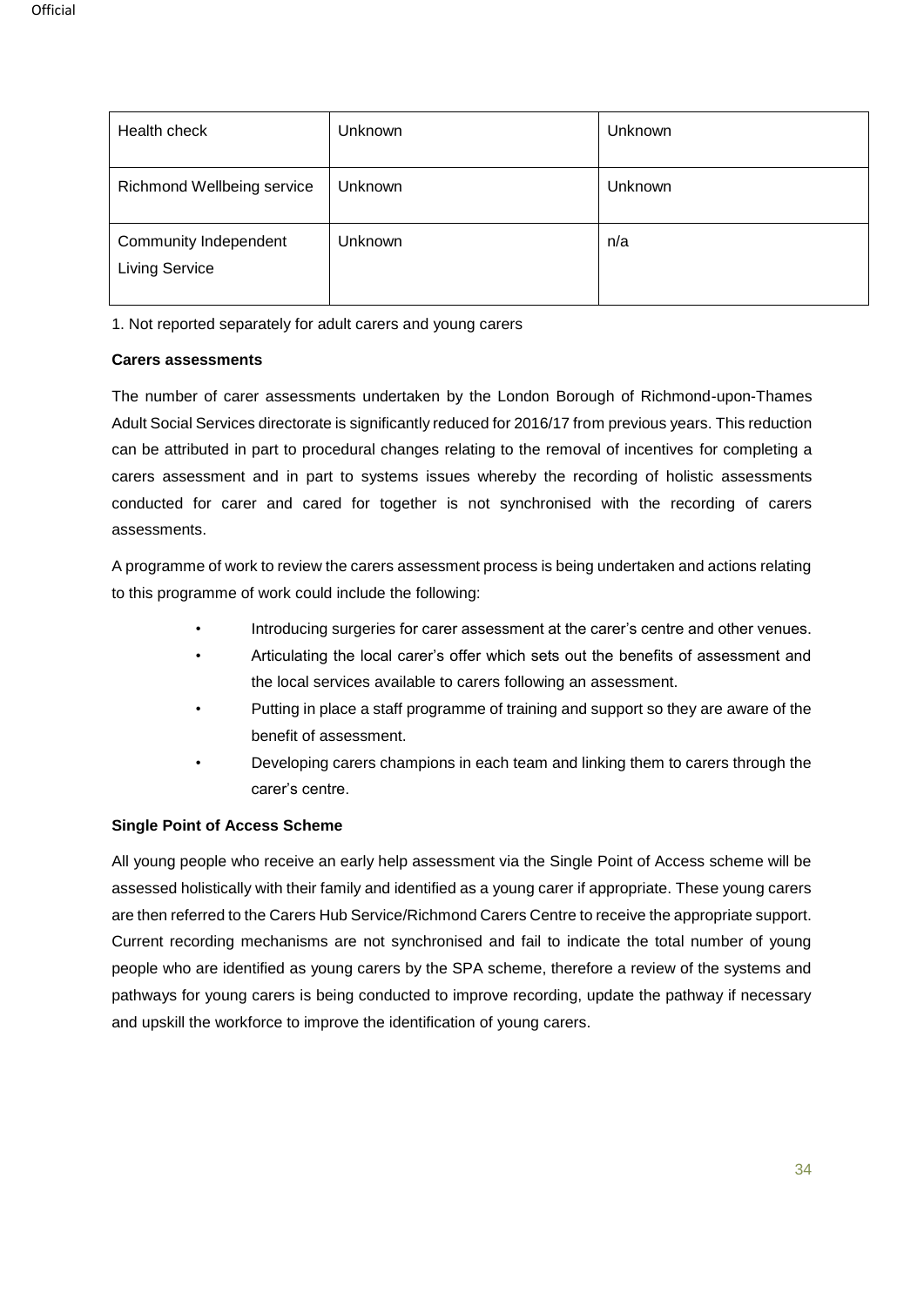| Health check | Unknown | Unknown |
| --- | --- | --- |
| Richmond Wellbeing service | Unknown | Unknown |
| Community Independent Living Service | Unknown | n/a |

1. Not reported separately for adult carers and young carers

**Carers assessments**

The number of carer assessments undertaken by the London Borough of Richmond-upon-Thames Adult Social Services directorate is significantly reduced for 2016/17 from previous years. This reduction can be attributed in part to procedural changes relating to the removal of incentives for completing a carers assessment and in part to systems issues whereby the recording of holistic assessments conducted for carer and cared for together is not synchronised with the recording of carers assessments.

A programme of work to review the carers assessment process is being undertaken and actions relating to this programme of work could include the following:

- Introducing surgeries for carer assessment at the carer's centre and other venues.
- Articulating the local carer's offer which sets out the benefits of assessment and the local services available to carers following an assessment.
- Putting in place a staff programme of training and support so they are aware of the benefit of assessment.
- Developing carers champions in each team and linking them to carers through the carer's centre.

**Single Point of Access Scheme**

All young people who receive an early help assessment via the Single Point of Access scheme will be assessed holistically with their family and identified as a young carer if appropriate. These young carers are then referred to the Carers Hub Service/Richmond Carers Centre to receive the appropriate support. Current recording mechanisms are not synchronised and fail to indicate the total number of young people who are identified as young carers by the SPA scheme, therefore a review of the systems and pathways for young carers is being conducted to improve recording, update the pathway if necessary and upskill the workforce to improve the identification of young carers.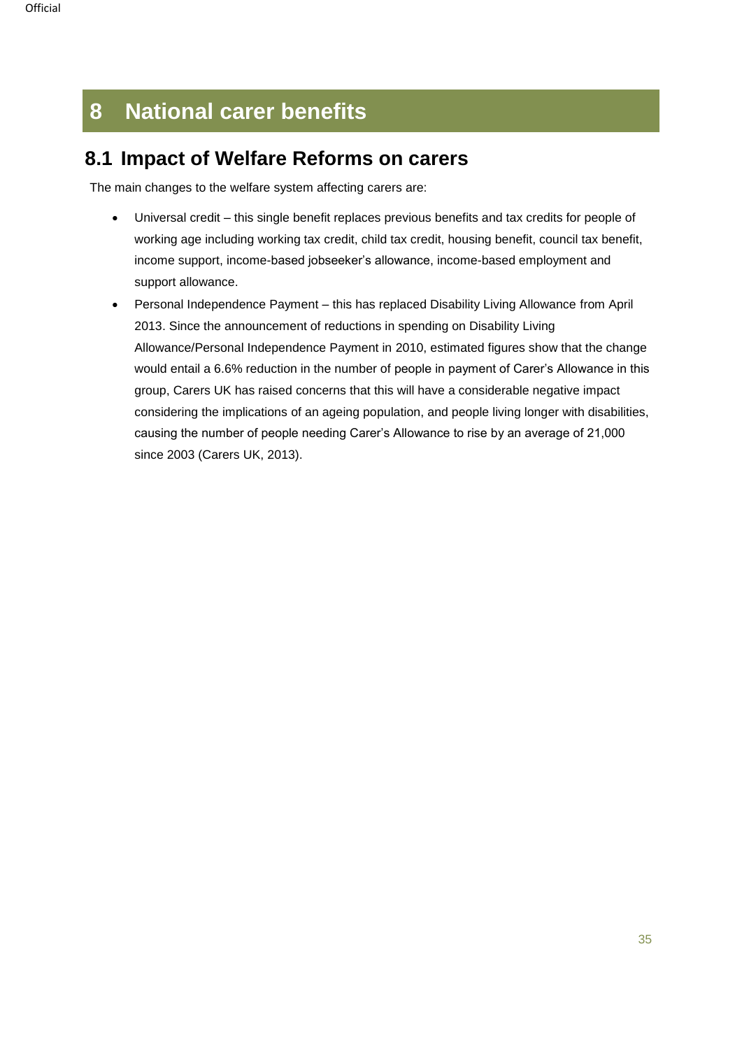# 8 National carer benefits

## 8.1 Impact of Welfare Reforms on carers

The main changes to the welfare system affecting carers are:

- Universal credit – this single benefit replaces previous benefits and tax credits for people of working age including working tax credit, child tax credit, housing benefit, council tax benefit, income support, income-based jobseeker's allowance, income-based employment and support allowance.
- Personal Independence Payment – this has replaced Disability Living Allowance from April 2013. Since the announcement of reductions in spending on Disability Living Allowance/Personal Independence Payment in 2010, estimated figures show that the change would entail a 6.6% reduction in the number of people in payment of Carer's Allowance in this group, Carers UK has raised concerns that this will have a considerable negative impact considering the implications of an ageing population, and people living longer with disabilities, causing the number of people needing Carer's Allowance to rise by an average of 21,000 since 2003 (Carers UK, 2013).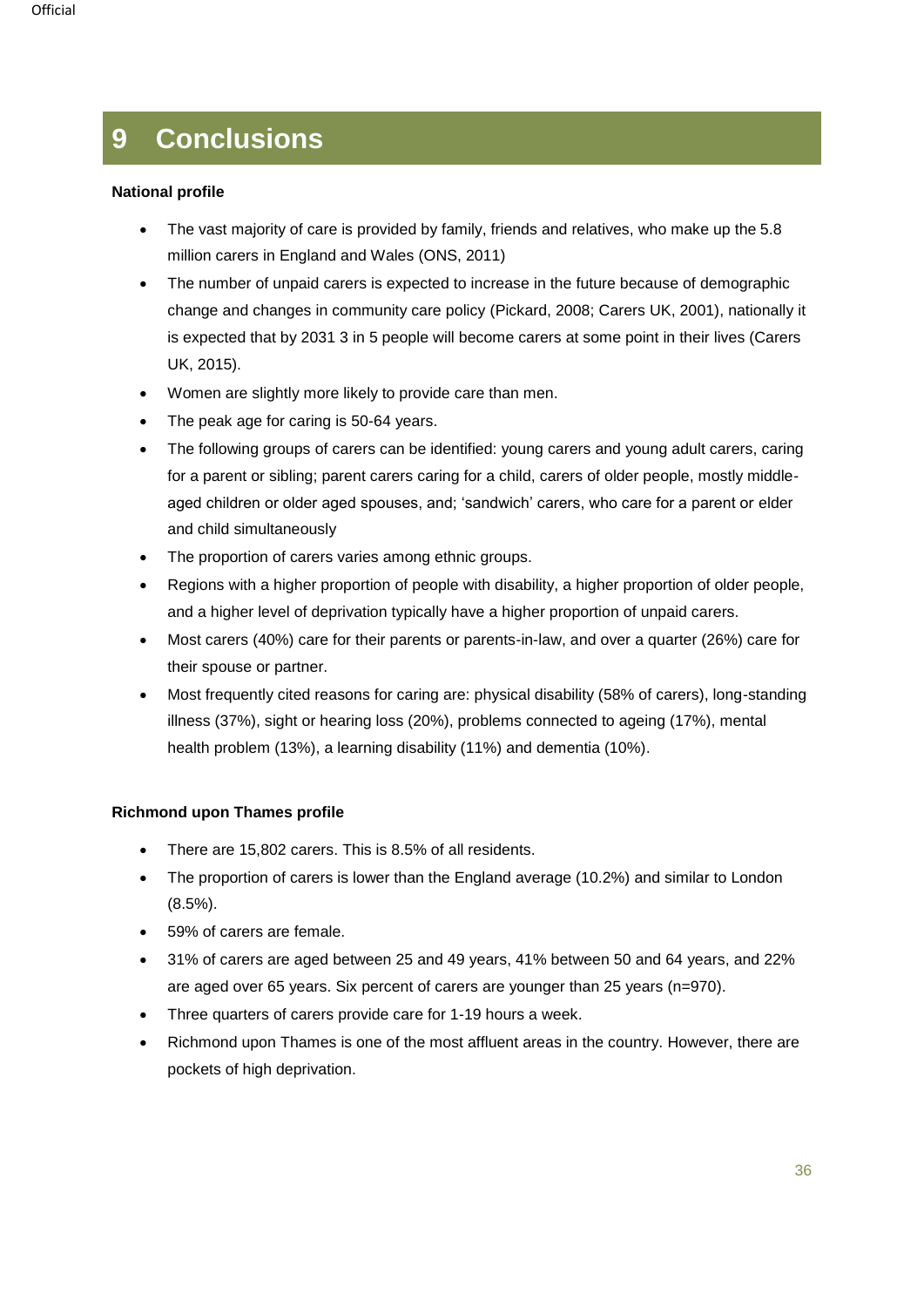# 9 Conclusions

**National profile**

- The vast majority of care is provided by family, friends and relatives, who make up the 5.8 million carers in England and Wales (ONS, 2011)
- The number of unpaid carers is expected to increase in the future because of demographic change and changes in community care policy (Pickard, 2008; Carers UK, 2001), nationally it is expected that by 2031 3 in 5 people will become carers at some point in their lives (Carers UK, 2015).
- Women are slightly more likely to provide care than men.
- The peak age for caring is 50-64 years.
- The following groups of carers can be identified: young carers and young adult carers, caring for a parent or sibling; parent carers caring for a child, carers of older people, mostly middle-aged children or older aged spouses, and; 'sandwich' carers, who care for a parent or elder and child simultaneously
- The proportion of carers varies among ethnic groups.
- Regions with a higher proportion of people with disability, a higher proportion of older people, and a higher level of deprivation typically have a higher proportion of unpaid carers.
- Most carers (40%) care for their parents or parents-in-law, and over a quarter (26%) care for their spouse or partner.
- Most frequently cited reasons for caring are: physical disability (58% of carers), long-standing illness (37%), sight or hearing loss (20%), problems connected to ageing (17%), mental health problem (13%), a learning disability (11%) and dementia (10%).

**Richmond upon Thames profile**

- There are 15,802 carers. This is 8.5% of all residents.
- The proportion of carers is lower than the England average (10.2%) and similar to London (8.5%).
- 59% of carers are female.
- 31% of carers are aged between 25 and 49 years, 41% between 50 and 64 years, and 22% are aged over 65 years. Six percent of carers are younger than 25 years (n=970).
- Three quarters of carers provide care for 1-19 hours a week.
- Richmond upon Thames is one of the most affluent areas in the country. However, there are pockets of high deprivation.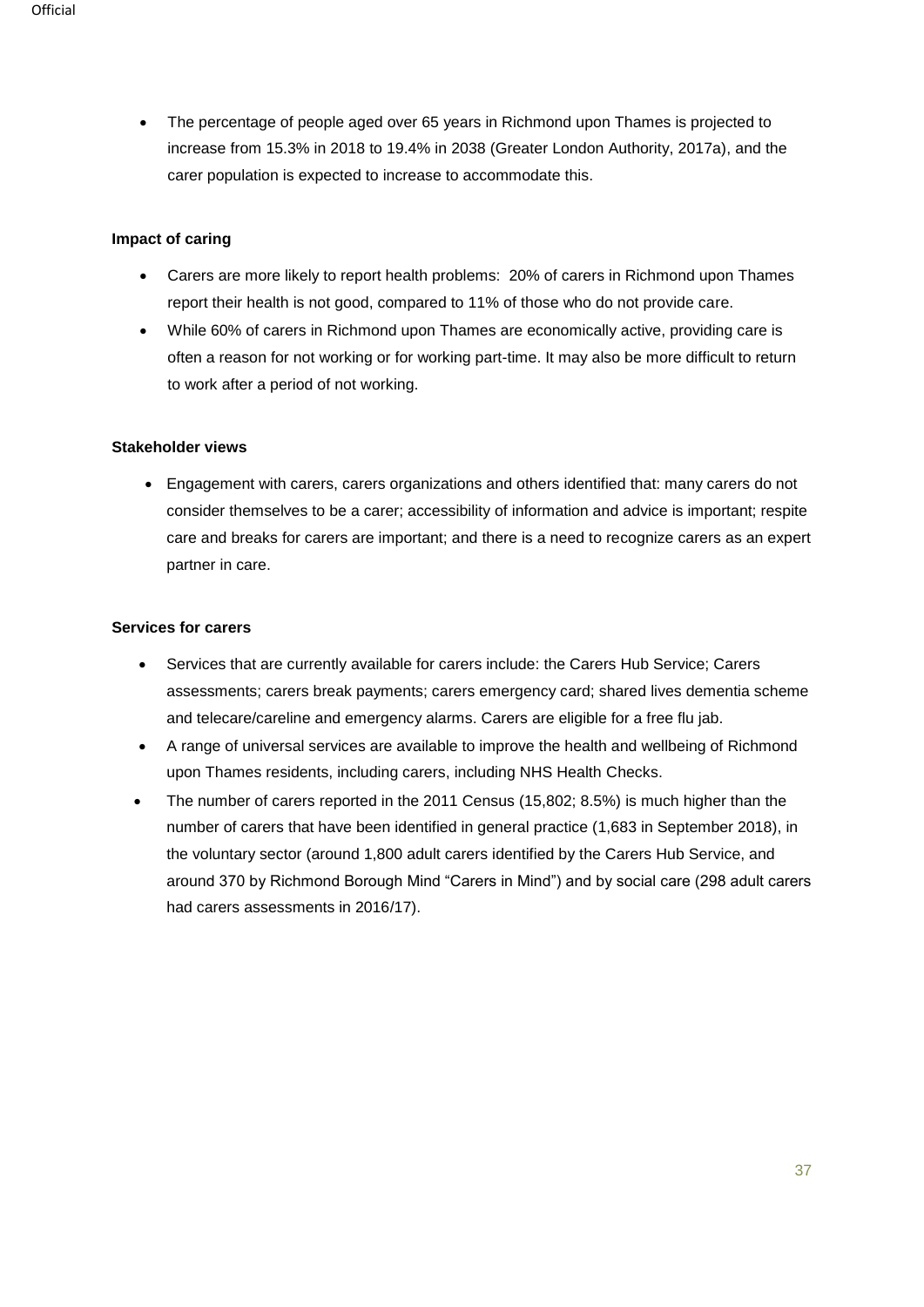- The percentage of people aged over 65 years in Richmond upon Thames is projected to increase from 15.3% in 2018 to 19.4% in 2038 (Greater London Authority, 2017a), and the carer population is expected to increase to accommodate this.

**Impact of caring**

- Carers are more likely to report health problems: 20% of carers in Richmond upon Thames report their health is not good, compared to 11% of those who do not provide care.
- While 60% of carers in Richmond upon Thames are economically active, providing care is often a reason for not working or for working part-time. It may also be more difficult to return to work after a period of not working.

**Stakeholder views**

- Engagement with carers, carers organizations and others identified that: many carers do not consider themselves to be a carer; accessibility of information and advice is important; respite care and breaks for carers are important; and there is a need to recognize carers as an expert partner in care.

**Services for carers**

- Services that are currently available for carers include: the Carers Hub Service; Carers assessments; carers break payments; carers emergency card; shared lives dementia scheme and telecare/careline and emergency alarms. Carers are eligible for a free flu jab.
- A range of universal services are available to improve the health and wellbeing of Richmond upon Thames residents, including carers, including NHS Health Checks.
- The number of carers reported in the 2011 Census (15,802; 8.5%) is much higher than the number of carers that have been identified in general practice (1,683 in September 2018), in the voluntary sector (around 1,800 adult carers identified by the Carers Hub Service, and around 370 by Richmond Borough Mind "Carers in Mind") and by social care (298 adult carers had carers assessments in 2016/17).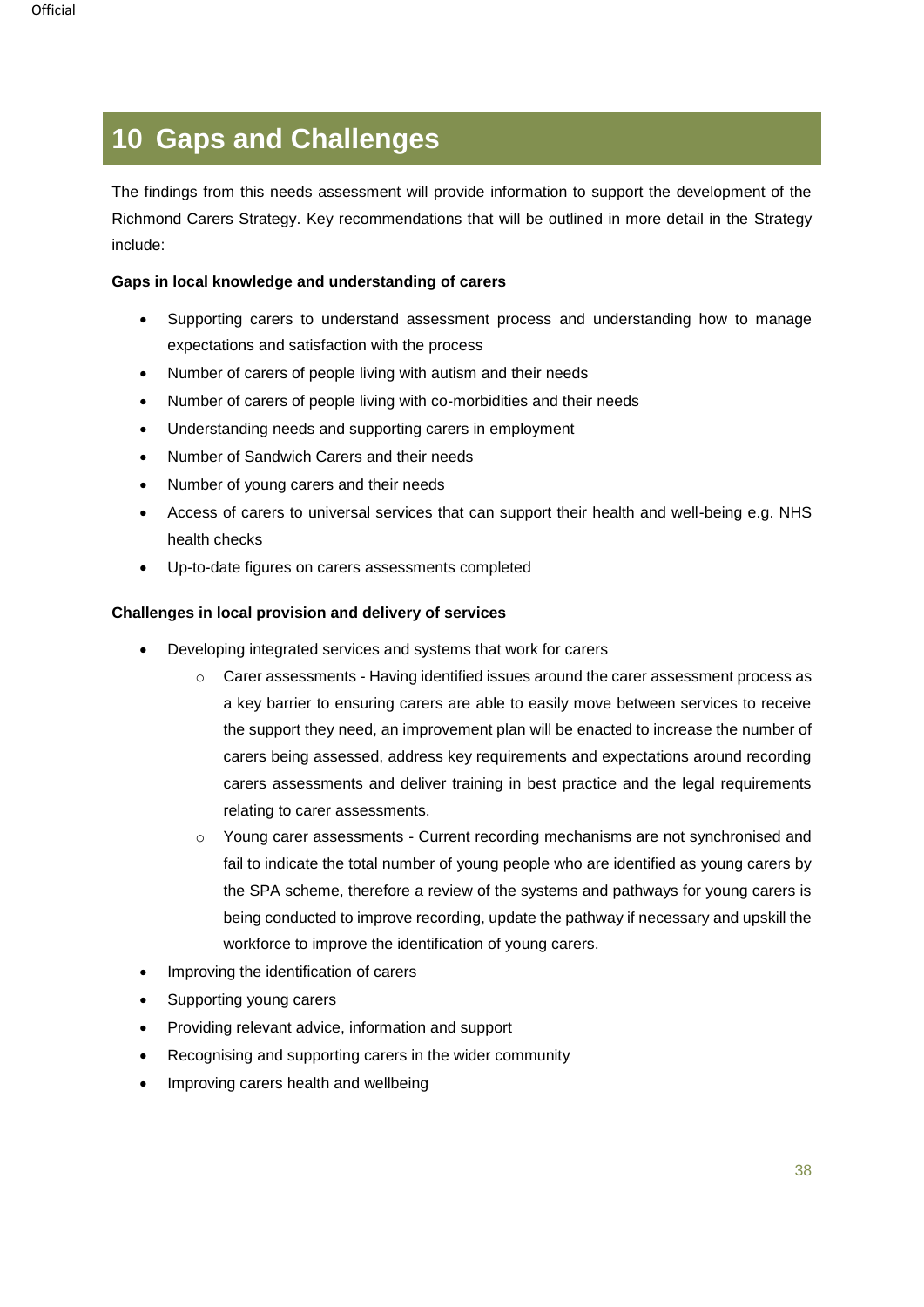# 10 Gaps and Challenges

The findings from this needs assessment will provide information to support the development of the Richmond Carers Strategy. Key recommendations that will be outlined in more detail in the Strategy include:

**Gaps in local knowledge and understanding of carers**

- Supporting carers to understand assessment process and understanding how to manage expectations and satisfaction with the process
- Number of carers of people living with autism and their needs
- Number of carers of people living with co-morbidities and their needs
- Understanding needs and supporting carers in employment
- Number of Sandwich Carers and their needs
- Number of young carers and their needs
- Access of carers to universal services that can support their health and well-being e.g. NHS health checks
- Up-to-date figures on carers assessments completed

**Challenges in local provision and delivery of services**

- Developing integrated services and systems that work for carers
  - Carer assessments - Having identified issues around the carer assessment process as a key barrier to ensuring carers are able to easily move between services to receive the support they need, an improvement plan will be enacted to increase the number of carers being assessed, address key requirements and expectations around recording carers assessments and deliver training in best practice and the legal requirements relating to carer assessments.
  - Young carer assessments - Current recording mechanisms are not synchronised and fail to indicate the total number of young people who are identified as young carers by the SPA scheme, therefore a review of the systems and pathways for young carers is being conducted to improve recording, update the pathway if necessary and upskill the workforce to improve the identification of young carers.
- Improving the identification of carers
- Supporting young carers
- Providing relevant advice, information and support
- Recognising and supporting carers in the wider community
- Improving carers health and wellbeing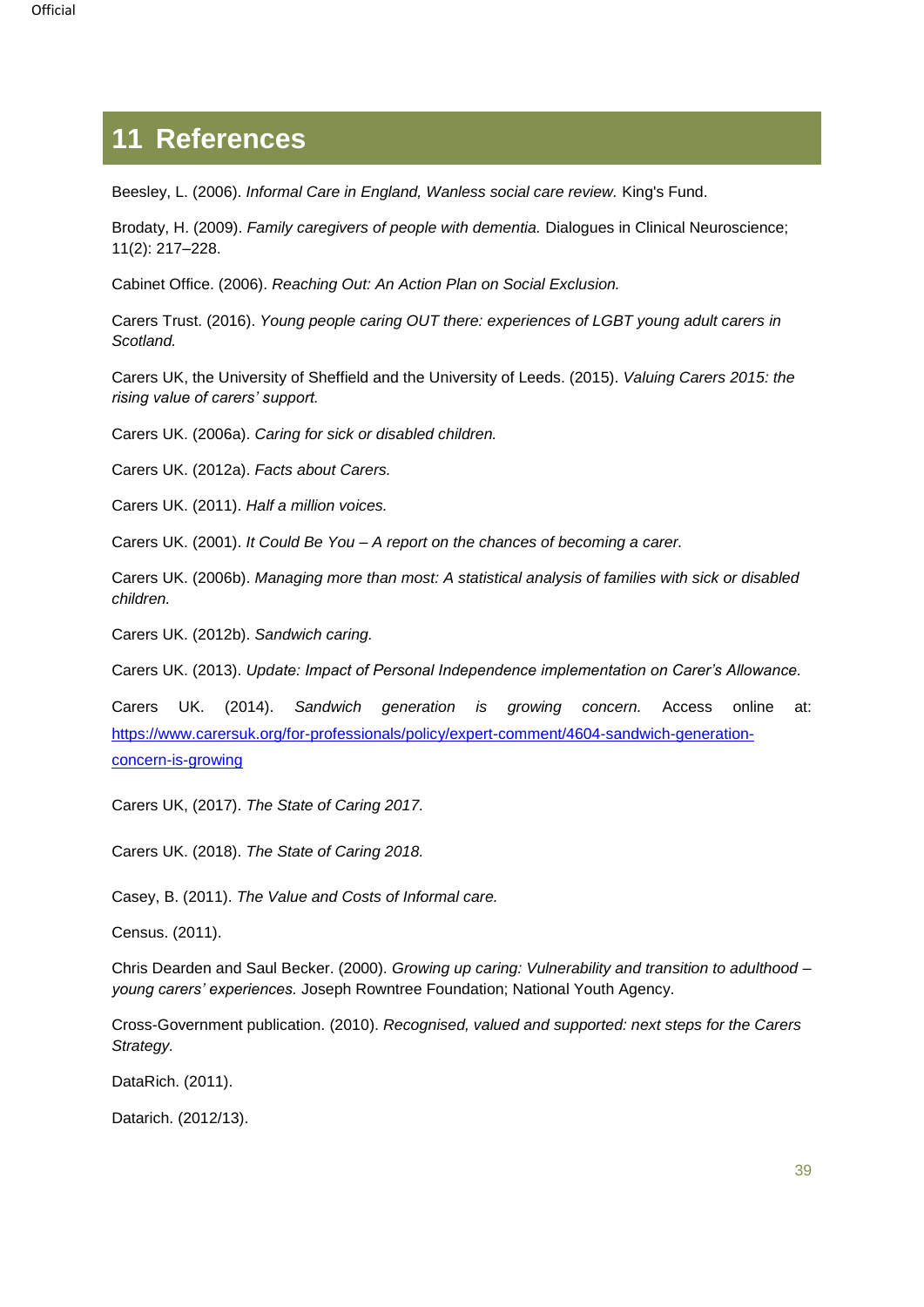# 11 References

Beesley, L. (2006). *Informal Care in England, Wanless social care review.* King's Fund.

Brodaty, H. (2009). *Family caregivers of people with dementia.* Dialogues in Clinical Neuroscience; 11(2): 217–228.

Cabinet Office. (2006). *Reaching Out: An Action Plan on Social Exclusion.*

Carers Trust. (2016). *Young people caring OUT there: experiences of LGBT young adult carers in Scotland.*

Carers UK, the University of Sheffield and the University of Leeds. (2015). *Valuing Carers 2015: the rising value of carers' support.*

Carers UK. (2006a). *Caring for sick or disabled children.*

Carers UK. (2012a). *Facts about Carers.*

Carers UK. (2011). *Half a million voices.*

Carers UK. (2001). *It Could Be You – A report on the chances of becoming a carer.*

Carers UK. (2006b). *Managing more than most: A statistical analysis of families with sick or disabled children.*

Carers UK. (2012b). *Sandwich caring.*

Carers UK. (2013). *Update: Impact of Personal Independence implementation on Carer's Allowance.*

Carers UK. (2014). *Sandwich generation is growing concern.* Access online at: [https://www.carersuk.org/for-professionals/policy/expert-comment/4604-sandwich-generation-concern-is-growing](https://www.carersuk.org/for-professionals/policy/expert-comment/4604-sandwich-generation-concern-is-growing)

Carers UK, (2017). *The State of Caring 2017.*

Carers UK. (2018). *The State of Caring 2018.*

Casey, B. (2011). *The Value and Costs of Informal care.*

Census. (2011).

Chris Dearden and Saul Becker. (2000). *Growing up caring: Vulnerability and transition to adulthood – young carers' experiences.* Joseph Rowntree Foundation; National Youth Agency.

Cross-Government publication. (2010). *Recognised, valued and supported: next steps for the Carers Strategy.*

DataRich. (2011).

Datarich. (2012/13).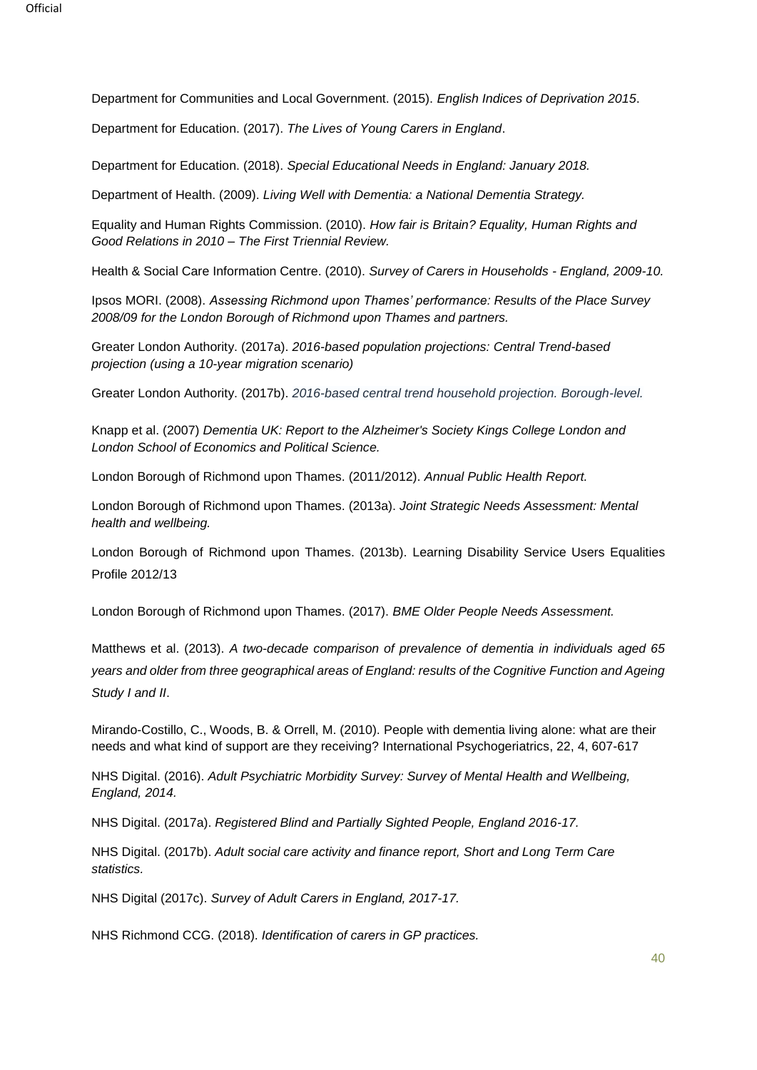Department for Communities and Local Government. (2015). *English Indices of Deprivation 2015*.

Department for Education. (2017). *The Lives of Young Carers in England*.

Department for Education. (2018). *Special Educational Needs in England: January 2018.*

Department of Health. (2009). *Living Well with Dementia: a National Dementia Strategy.*

Equality and Human Rights Commission. (2010). *How fair is Britain? Equality, Human Rights and Good Relations in 2010 – The First Triennial Review.*

Health & Social Care Information Centre. (2010). *Survey of Carers in Households - England, 2009-10.*

Ipsos MORI. (2008). *Assessing Richmond upon Thames' performance: Results of the Place Survey 2008/09 for the London Borough of Richmond upon Thames and partners.*

Greater London Authority. (2017a). *2016-based population projections: Central Trend-based projection (using a 10-year migration scenario)*

Greater London Authority. (2017b). *2016-based central trend household projection. Borough-level.*

Knapp et al. (2007) *Dementia UK: Report to the Alzheimer's Society Kings College London and London School of Economics and Political Science.*

London Borough of Richmond upon Thames. (2011/2012). *Annual Public Health Report.*

London Borough of Richmond upon Thames. (2013a). *Joint Strategic Needs Assessment: Mental health and wellbeing.*

London Borough of Richmond upon Thames. (2013b). Learning Disability Service Users Equalities Profile 2012/13

London Borough of Richmond upon Thames. (2017). *BME Older People Needs Assessment.*

Matthews et al. (2013). *A two-decade comparison of prevalence of dementia in individuals aged 65 years and older from three geographical areas of England: results of the Cognitive Function and Ageing Study I and II*.

Mirando-Costillo, C., Woods, B. & Orrell, M. (2010). People with dementia living alone: what are their needs and what kind of support are they receiving? International Psychogeriatrics, 22, 4, 607-617

NHS Digital. (2016). *Adult Psychiatric Morbidity Survey: Survey of Mental Health and Wellbeing, England, 2014.*

NHS Digital. (2017a). *Registered Blind and Partially Sighted People, England 2016-17.*

NHS Digital. (2017b). *Adult social care activity and finance report, Short and Long Term Care statistics.*

NHS Digital (2017c). *Survey of Adult Carers in England, 2017-17.*

NHS Richmond CCG. (2018). *Identification of carers in GP practices.*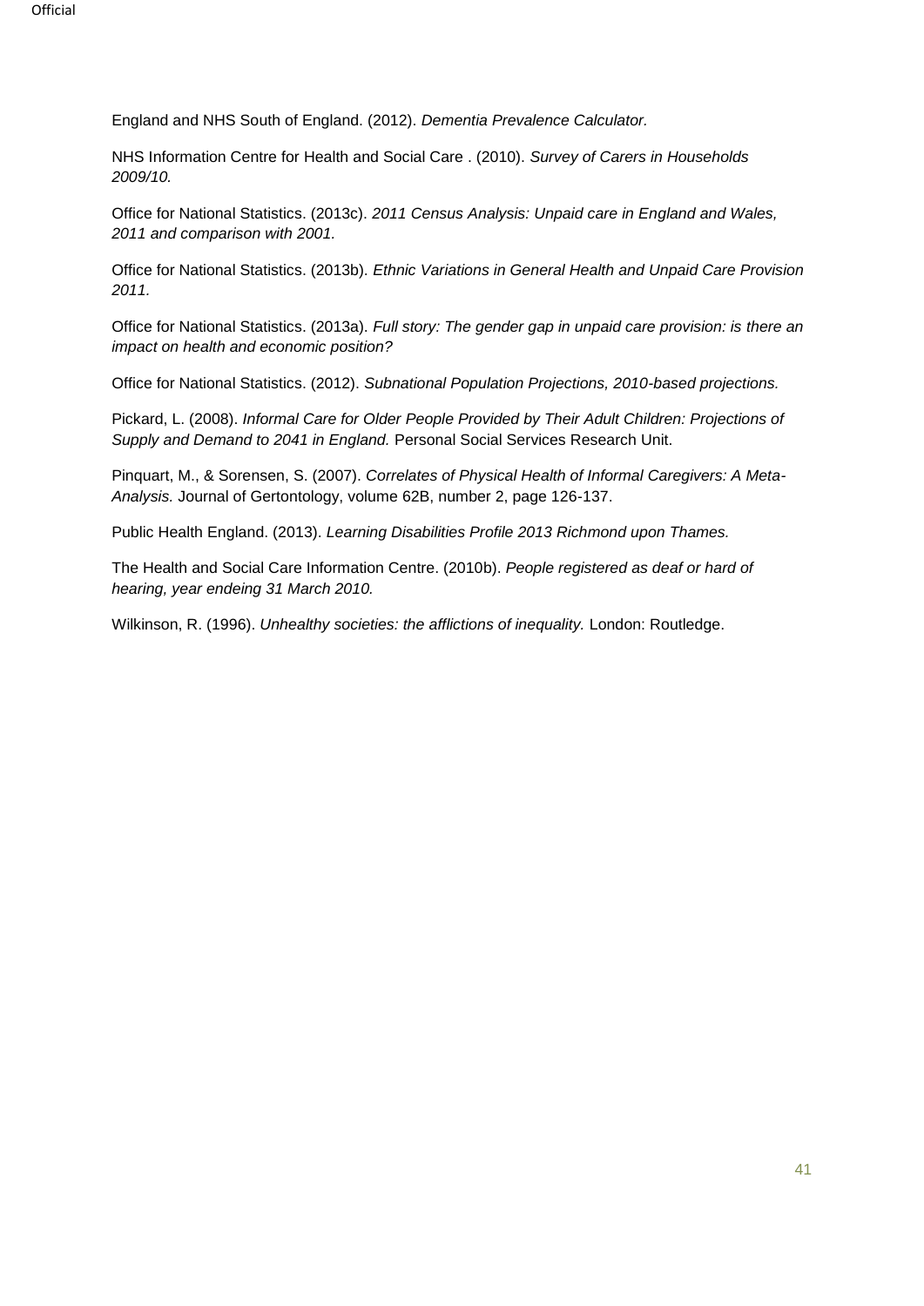England and NHS South of England. (2012). *Dementia Prevalence Calculator.*

NHS Information Centre for Health and Social Care . (2010). *Survey of Carers in Households 2009/10.*

Office for National Statistics. (2013c). *2011 Census Analysis: Unpaid care in England and Wales, 2011 and comparison with 2001.*

Office for National Statistics. (2013b). *Ethnic Variations in General Health and Unpaid Care Provision 2011.*

Office for National Statistics. (2013a). *Full story: The gender gap in unpaid care provision: is there an impact on health and economic position?*

Office for National Statistics. (2012). *Subnational Population Projections, 2010-based projections.*

Pickard, L. (2008). *Informal Care for Older People Provided by Their Adult Children: Projections of Supply and Demand to 2041 in England.* Personal Social Services Research Unit.

Pinquart, M., & Sorensen, S. (2007). *Correlates of Physical Health of Informal Caregivers: A Meta-Analysis.* Journal of Gertontology, volume 62B, number 2, page 126-137.

Public Health England. (2013). *Learning Disabilities Profile 2013 Richmond upon Thames.*

The Health and Social Care Information Centre. (2010b). *People registered as deaf or hard of hearing, year endeing 31 March 2010.*

Wilkinson, R. (1996). *Unhealthy societies: the afflictions of inequality.* London: Routledge.